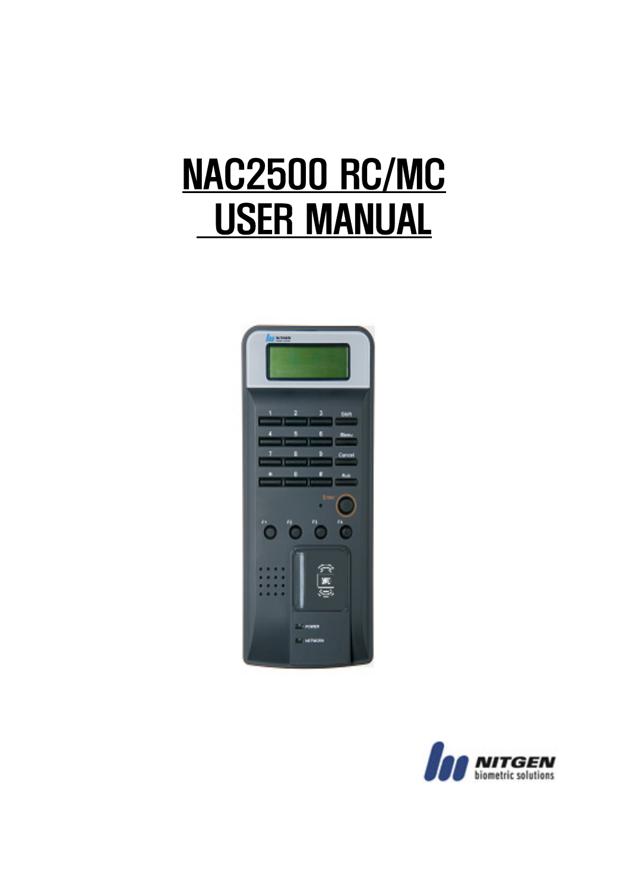# NAC2500 RC/MC USER MANUAL

NITGEN
biometric solutions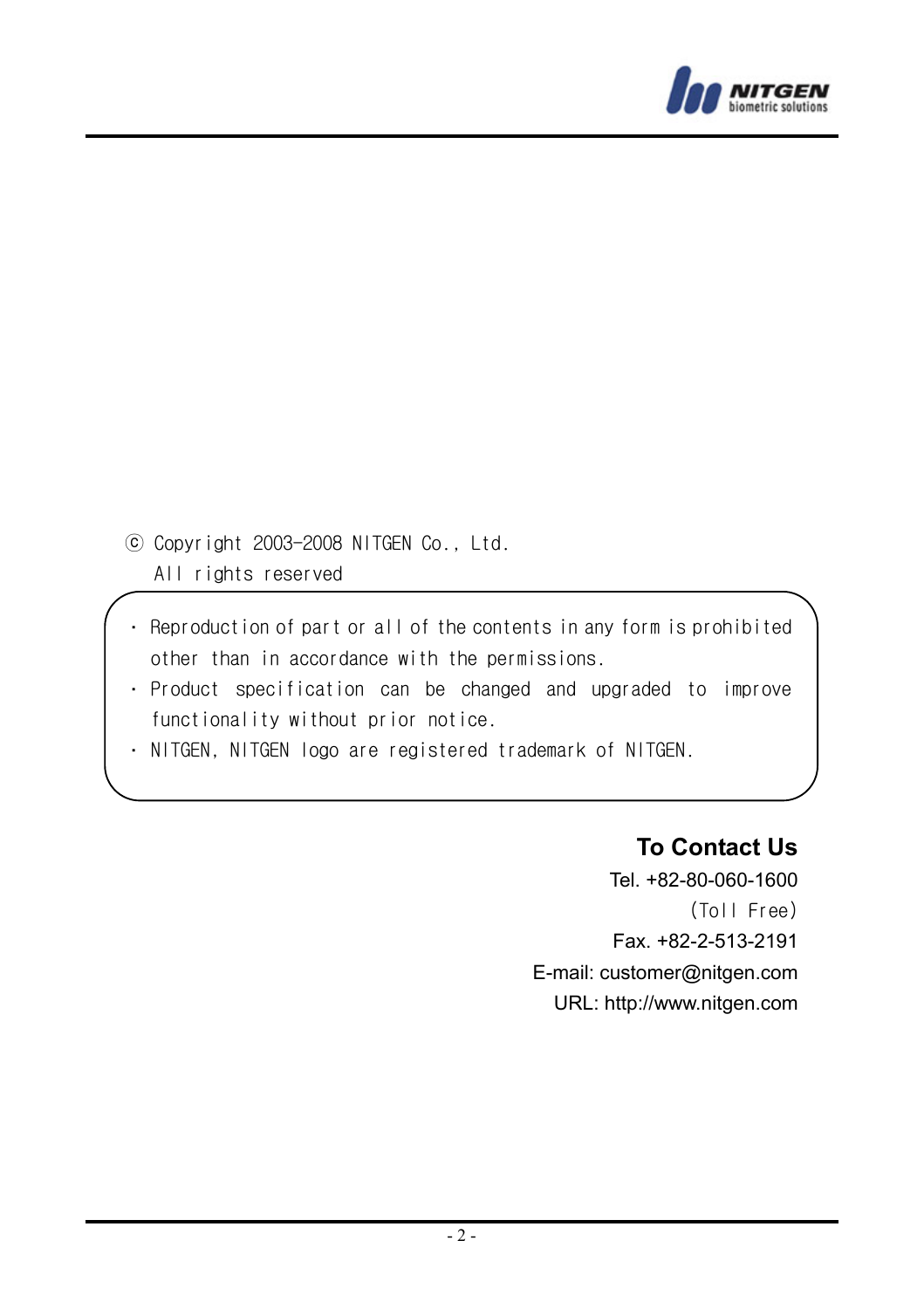ⓒ Copyright 2003-2008 NITGEN Co., Ltd.
All rights reserved

- Reproduction of part or all of the contents in any form is prohibited other than in accordance with the permissions.
- Product specification can be changed and upgraded to improve functionality without prior notice.
- NITGEN, NITGEN logo are registered trademark of NITGEN.

**To Contact Us**

Tel. +82-80-060-1600
(Toll Free)
Fax. +82-2-513-2191
E-mail: customer@nitgen.com
URL: http://www.nitgen.com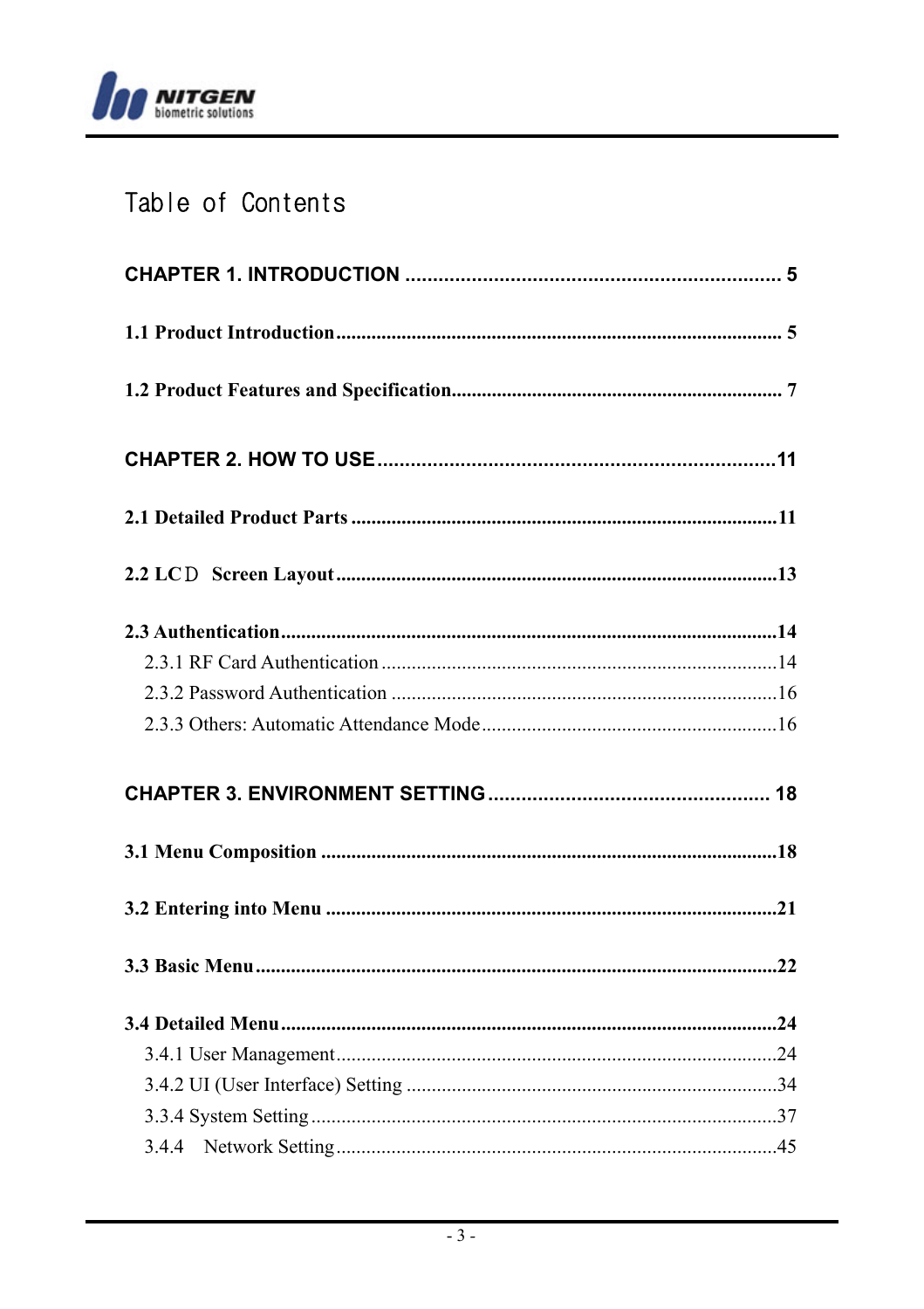# Table of Contents

**CHAPTER 1. INTRODUCTION ..................................................................... 5**

**1.1 Product Introduction........................................................................................ 5**

**1.2 Product Features and Specification................................................................. 7**

**CHAPTER 2. HOW TO USE.........................................................................11**

**2.1 Detailed Product Parts ....................................................................................11**

**2.2 LCＤ Screen Layout.......................................................................................13**

**2.3 Authentication..................................................................................................14**

2.3.1 RF Card Authentication ..............................................................................14
2.3.2 Password Authentication ............................................................................16
2.3.3 Others: Automatic Attendance Mode..........................................................16

**CHAPTER 3. ENVIRONMENT SETTING ................................................... 18**

**3.1 Menu Composition ..........................................................................................18**

**3.2 Entering into Menu .........................................................................................21**

**3.3 Basic Menu.......................................................................................................22**

**3.4 Detailed Menu..................................................................................................24**

3.4.1 User Management.......................................................................................24
3.4.2 UI (User Interface) Setting .........................................................................34
3.3.4 System Setting............................................................................................37
3.4.4 Network Setting.......................................................................................45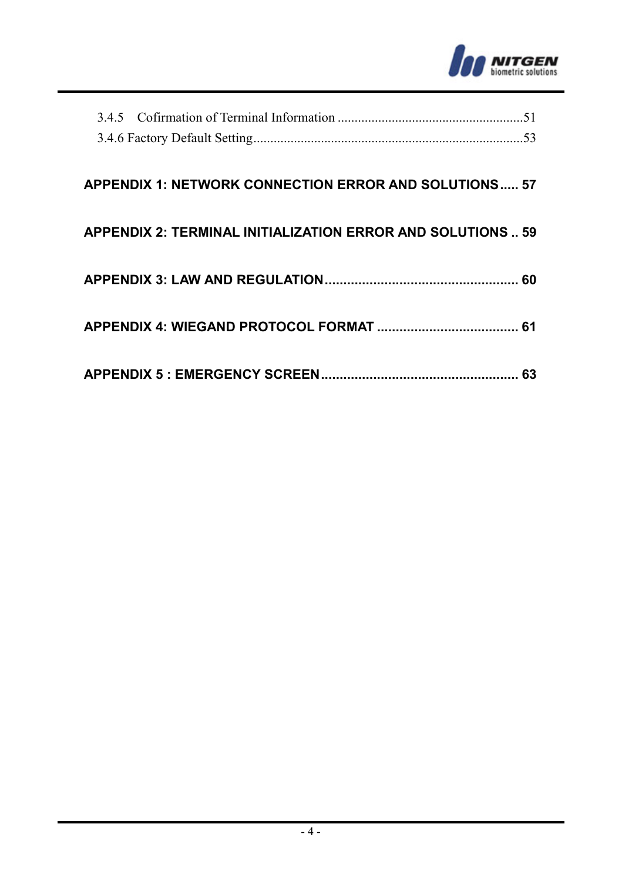3.4.5 Cofirmation of Terminal Information ......................................................51

3.4.6 Factory Default Setting...............................................................................53

**APPENDIX 1: NETWORK CONNECTION ERROR AND SOLUTIONS..... 57**

**APPENDIX 2: TERMINAL INITIALIZATION ERROR AND SOLUTIONS .. 59**

**APPENDIX 3: LAW AND REGULATION.................................................... 60**

**APPENDIX 4: WIEGAND PROTOCOL FORMAT ...................................... 61**

**APPENDIX 5 : EMERGENCY SCREEN..................................................... 63**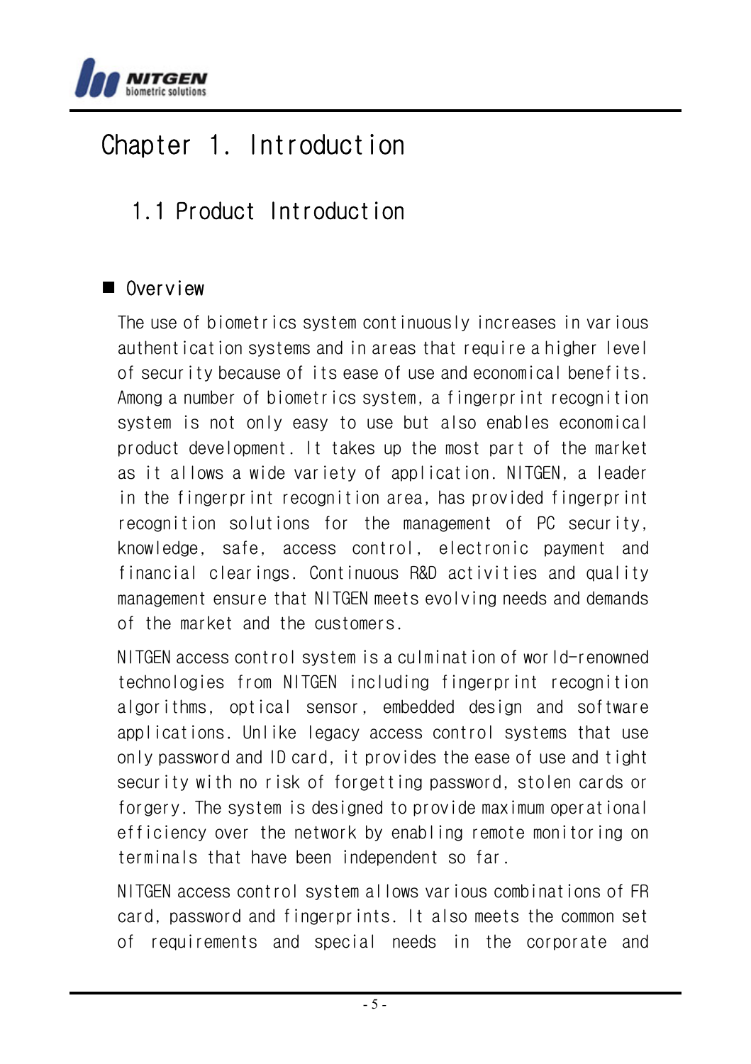# Chapter 1. Introduction

## 1.1 Product Introduction

### ■ Overview

The use of biometrics system continuously increases in various authentication systems and in areas that require a higher level of security because of its ease of use and economical benefits. Among a number of biometrics system, a fingerprint recognition system is not only easy to use but also enables economical product development. It takes up the most part of the market as it allows a wide variety of application. NITGEN, a leader in the fingerprint recognition area, has provided fingerprint recognition solutions for the management of PC security, knowledge, safe, access control, electronic payment and financial clearings. Continuous R&D activities and quality management ensure that NITGEN meets evolving needs and demands of the market and the customers.

NITGEN access control system is a culmination of world-renowned technologies from NITGEN including fingerprint recognition algorithms, optical sensor, embedded design and software applications. Unlike legacy access control systems that use only password and ID card, it provides the ease of use and tight security with no risk of forgetting password, stolen cards or forgery. The system is designed to provide maximum operational efficiency over the network by enabling remote monitoring on terminals that have been independent so far.

NITGEN access control system allows various combinations of FR card, password and fingerprints. It also meets the common set of requirements and special needs in the corporate and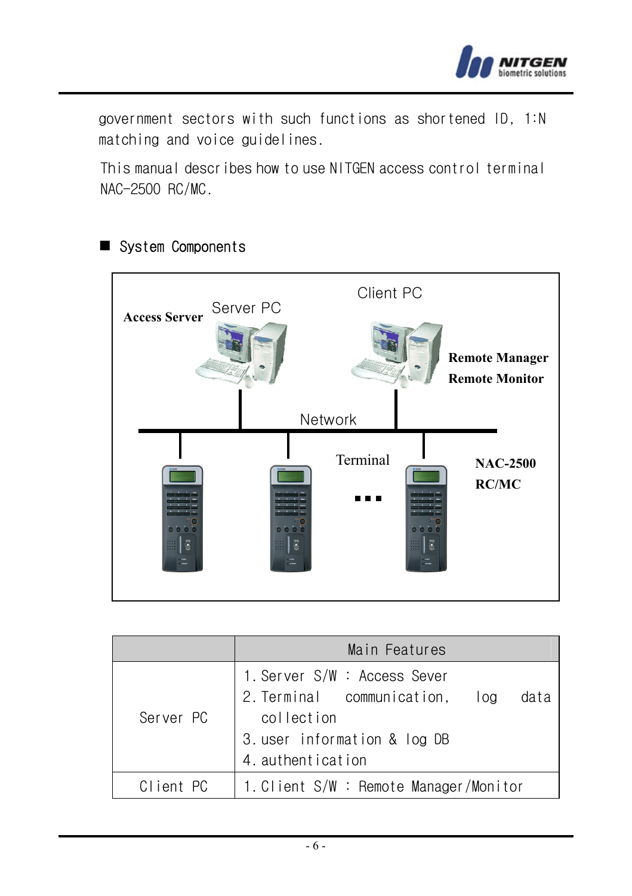government sectors with such functions as shortened ID, 1:N matching and voice guidelines.

This manual describes how to use NITGEN access control terminal NAC-2500 RC/MC.

## ■ System Components

|  | Main Features |
| --- | --- |
| Server PC | 1. Server S/W : Access Sever<br>2. Terminal communication, log data collection<br>3. user information & log DB<br>4. authentication |
| Client PC | 1. Client S/W : Remote Manager/Monitor |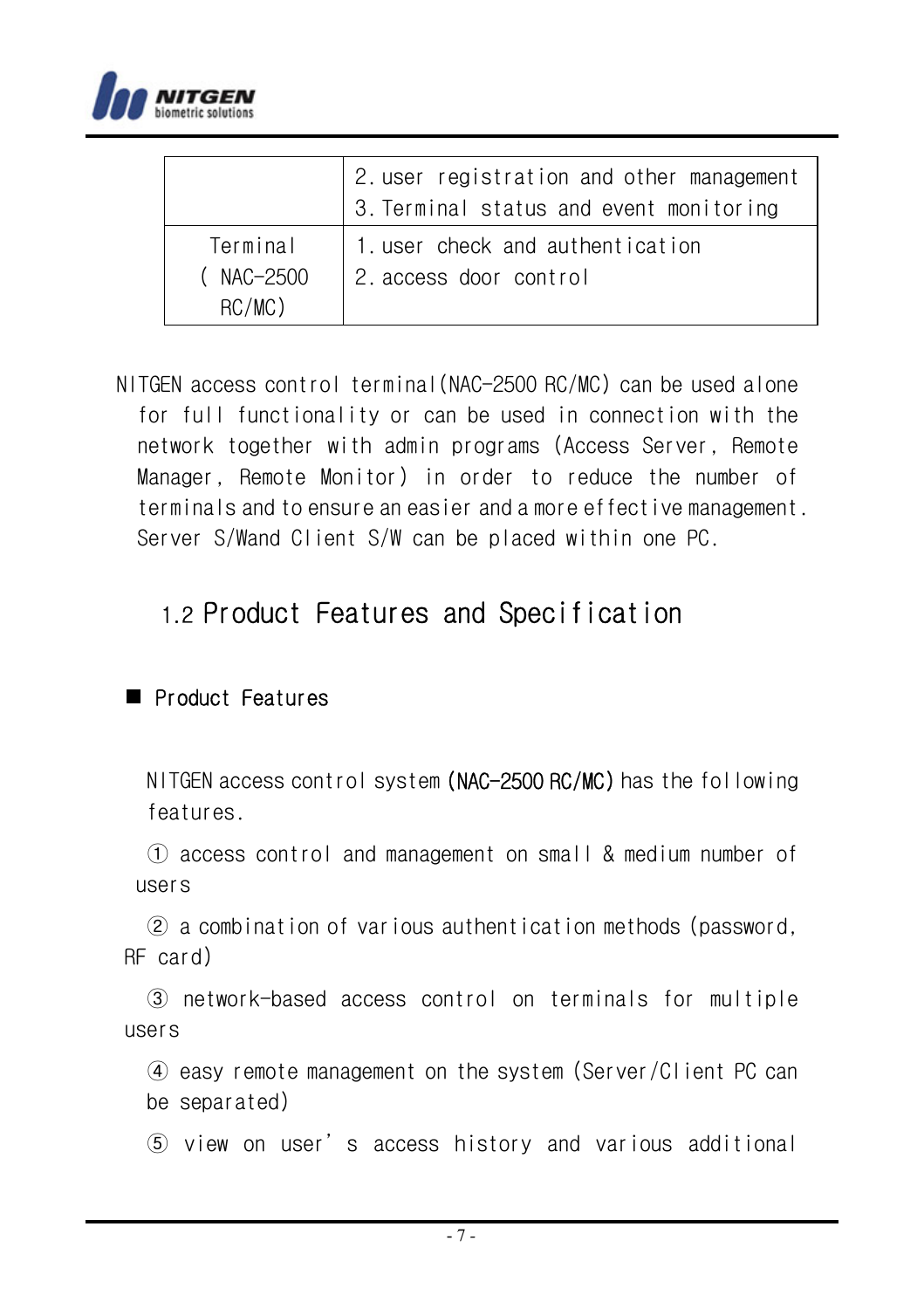| | |
|---|---|
| | 2. user registration and other management<br>3. Terminal status and event monitoring |
| Terminal<br>( NAC-2500 RC/MC) | 1. user check and authentication<br>2. access door control |

NITGEN access control terminal(NAC-2500 RC/MC) can be used alone for full functionality or can be used in connection with the network together with admin programs (Access Server, Remote Manager, Remote Monitor) in order to reduce the number of terminals and to ensure an easier and a more effective management. Server S/Wand Client S/W can be placed within one PC.

## 1.2 Product Features and Specification

■ Product Features

NITGEN access control system (NAC-2500 RC/MC) has the following features.

① access control and management on small & medium number of users

② a combination of various authentication methods (password, RF card)

③ network-based access control on terminals for multiple users

④ easy remote management on the system (Server/Client PC can be separated)

⑤ view on user’s access history and various additional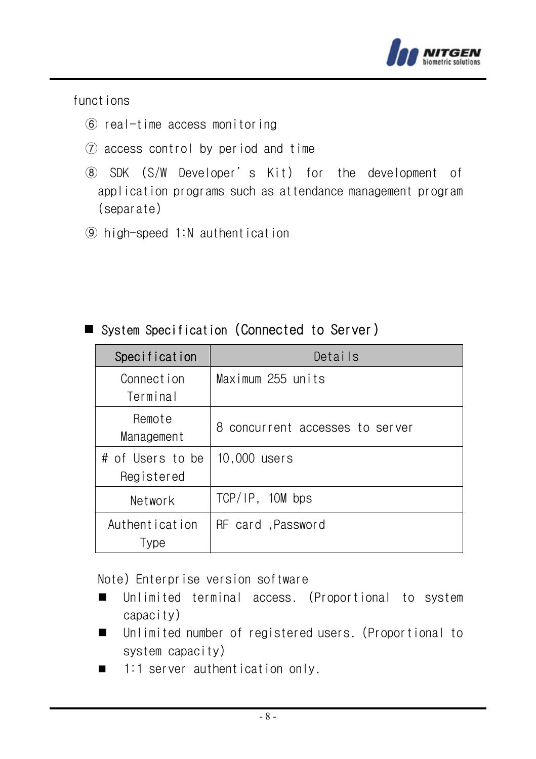functions

⑥ real-time access monitoring

⑦ access control by period and time

⑧ SDK (S/W Developer's Kit) for the development of application programs such as attendance management program (separate)

⑨ high-speed 1:N authentication

■ System Specification (Connected to Server)

| Specification | Details |
|---|---|
| Connection Terminal | Maximum 255 units |
| Remote Management | 8 concurrent accesses to server |
| # of Users to be Registered | 10,000 users |
| Network | TCP/IP, 10M bps |
| Authentication Type | RF card ,Password |

Note) Enterprise version software

- ■ Unlimited terminal access. (Proportional to system capacity)
- ■ Unlimited number of registered users. (Proportional to system capacity)
- ■ 1:1 server authentication only.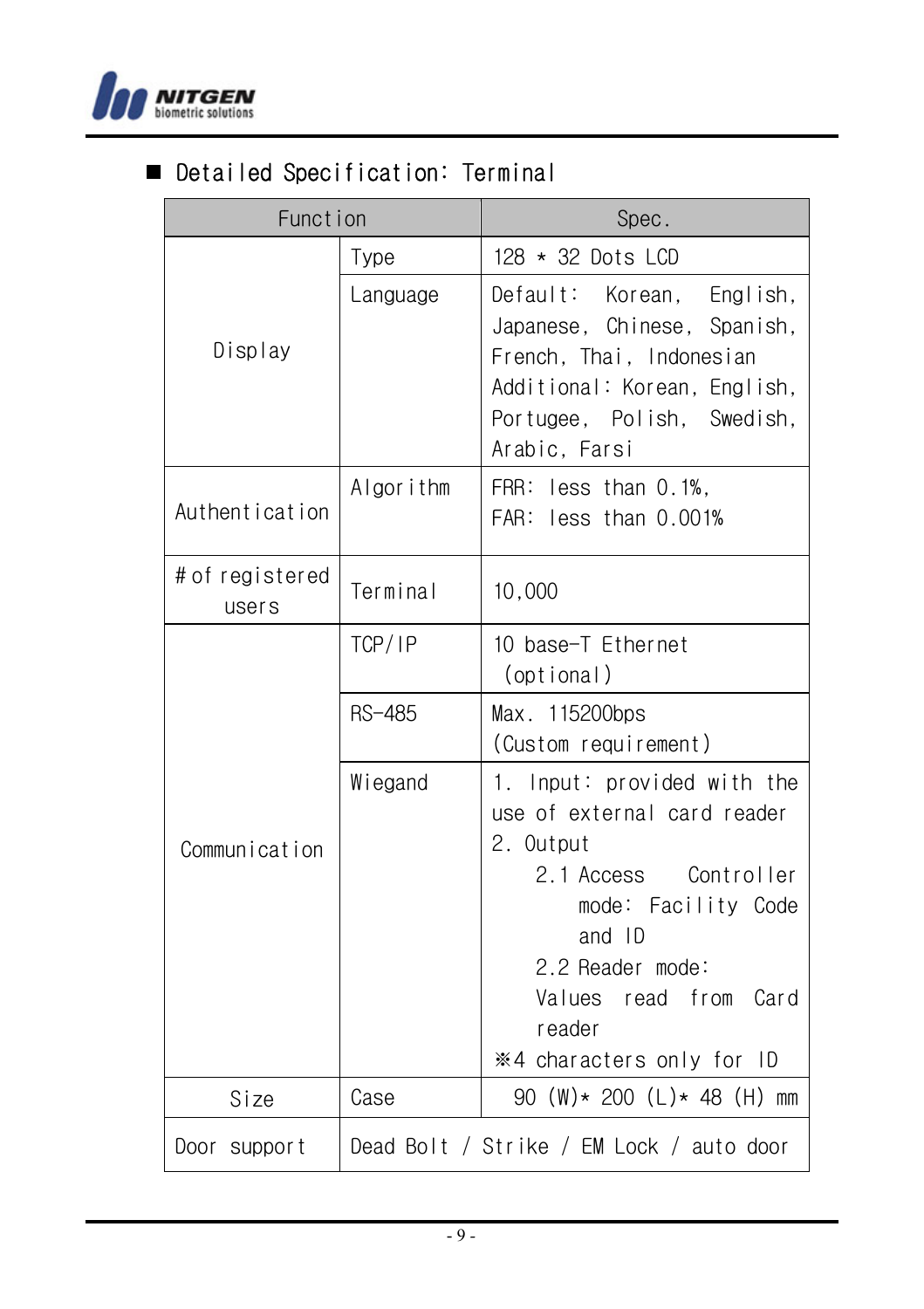## ■ Detailed Specification: Terminal

| Function | | Spec. |
|---|---|---|
| Display | Type | 128 * 32 Dots LCD |
| | Language | Default: Korean, English, Japanese, Chinese, Spanish, French, Thai, Indonesian<br>Additional: Korean, English, Portugee, Polish, Swedish, Arabic, Farsi |
| Authentication | Algorithm | FRR: less than 0.1%,<br>FAR: less than 0.001% |
| # of registered users | Terminal | 10,000 |
| Communication | TCP/IP | 10 base-T Ethernet (optional) |
| | RS-485 | Max. 115200bps<br>(Custom requirement) |
| | Wiegand | 1. Input: provided with the use of external card reader<br>2. Output<br>2.1 Access Controller mode: Facility Code and ID<br>2.2 Reader mode: Values read from Card reader<br>※4 characters only for ID |
| Size | Case | 90 (W)* 200 (L)* 48 (H) mm |
| Door support | Dead Bolt / Strike / EM Lock / auto door | |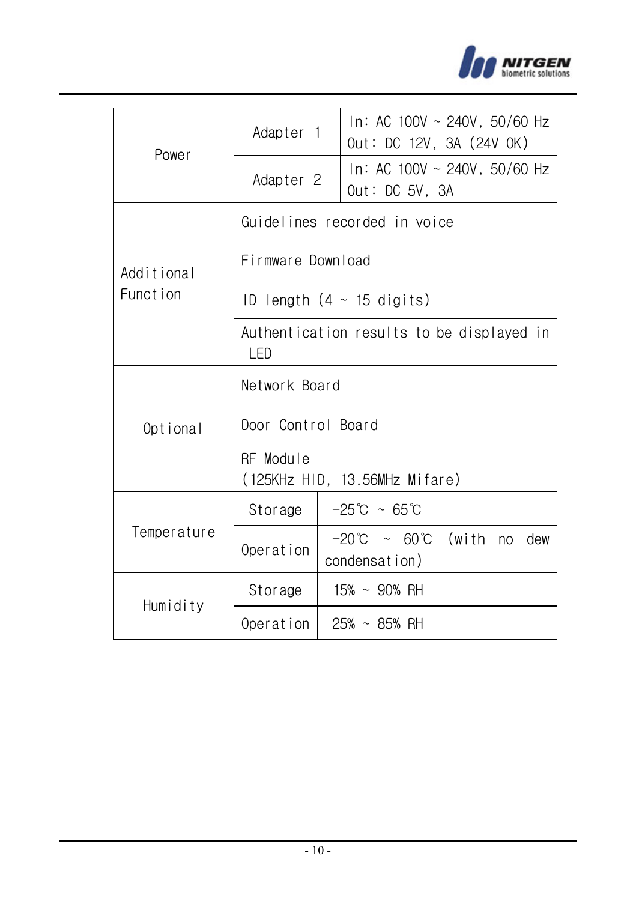| | | |
|---|---|---|
| Power | Adapter 1 | In: AC 100V ~ 240V, 50/60 Hz<br>Out: DC 12V, 3A (24V OK) |
| | Adapter 2 | In: AC 100V ~ 240V, 50/60 Hz<br>Out: DC 5V, 3A |
| Additional Function | Guidelines recorded in voice | |
| | Firmware Download | |
| | ID length (4 ~ 15 digits) | |
| | Authentication results to be displayed in LED | |
| Optional | Network Board | |
| | Door Control Board | |
| | RF Module<br>(125KHz HID, 13.56MHz Mifare) | |
| Temperature | Storage | -25℃ ~ 65℃ |
| | Operation | -20℃ ~ 60℃ (with no dew condensation) |
| Humidity | Storage | 15% ~ 90% RH |
| | Operation | 25% ~ 85% RH |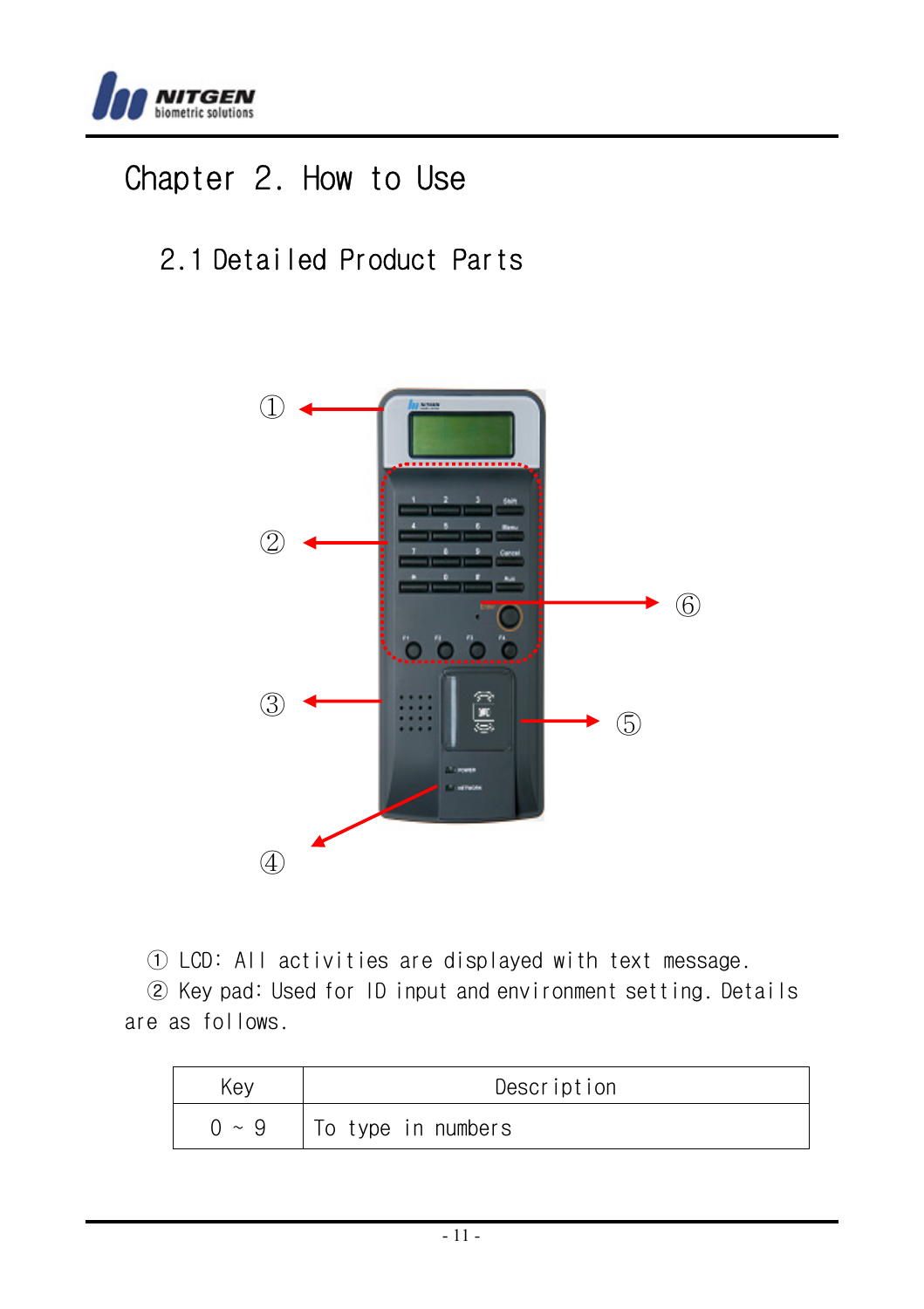# Chapter 2. How to Use

## 2.1 Detailed Product Parts

① LCD: All activities are displayed with text message.

② Key pad: Used for ID input and environment setting. Details are as follows.

| Key | Description |
|---|---|
| 0 ~ 9 | To type in numbers |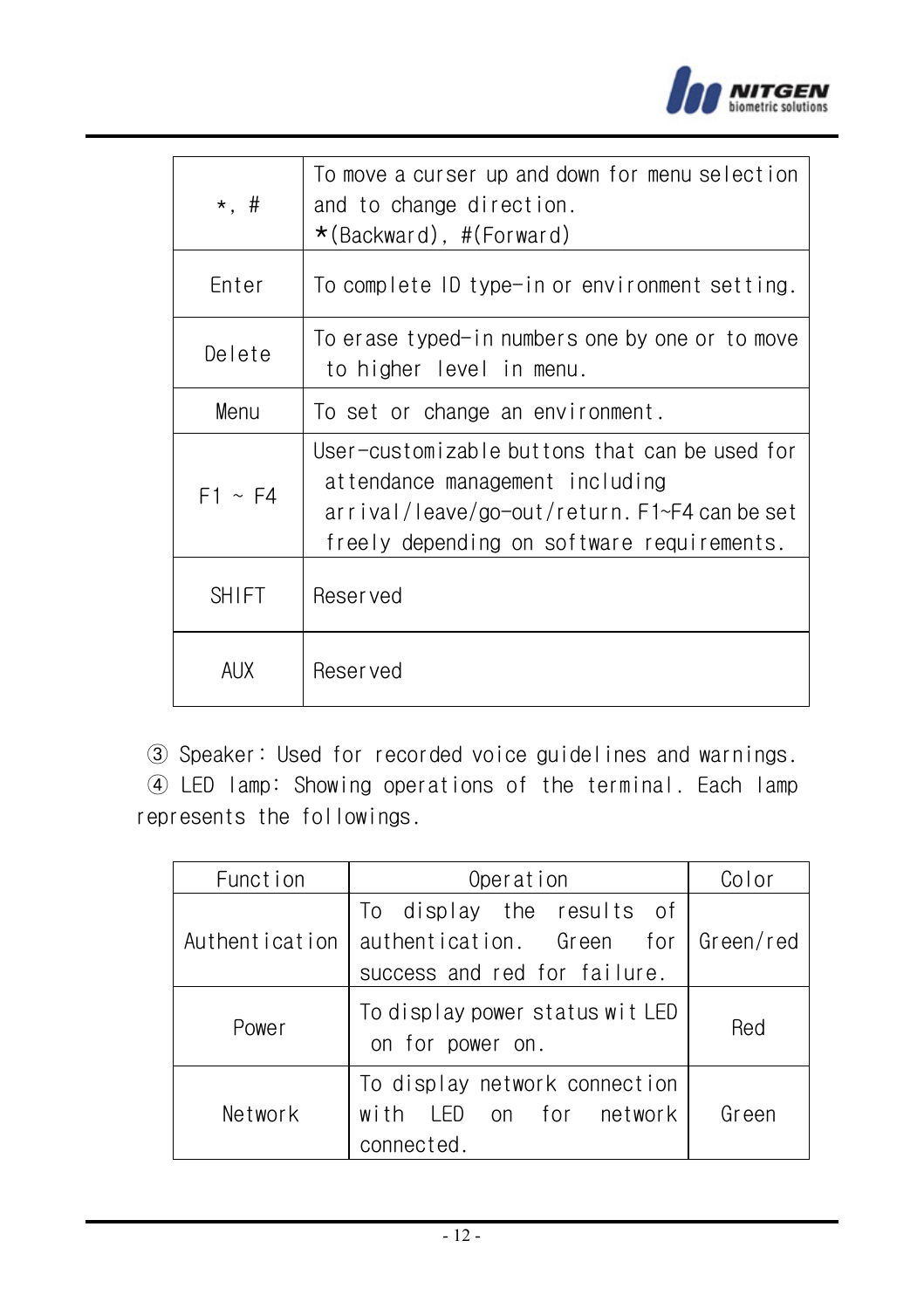| *, # | To move a curser up and down for menu selection and to change direction.<br>*(Backward), #(Forward) |
|---|---|
| Enter | To complete ID type-in or environment setting. |
| Delete | To erase typed-in numbers one by one or to move to higher level in menu. |
| Menu | To set or change an environment. |
| F1 ~ F4 | User-customizable buttons that can be used for attendance management including arrival/leave/go-out/return. F1~F4 can be set freely depending on software requirements. |
| SHIFT | Reserved |
| AUX | Reserved |

③ Speaker: Used for recorded voice guidelines and warnings.
④ LED lamp: Showing operations of the terminal. Each lamp represents the followings.

| Function | Operation | Color |
|---|---|---|
| Authentication | To display the results of authentication. Green for success and red for failure. | Green/red |
| Power | To display power status wit LED on for power on. | Red |
| Network | To display network connection with LED on for network connected. | Green |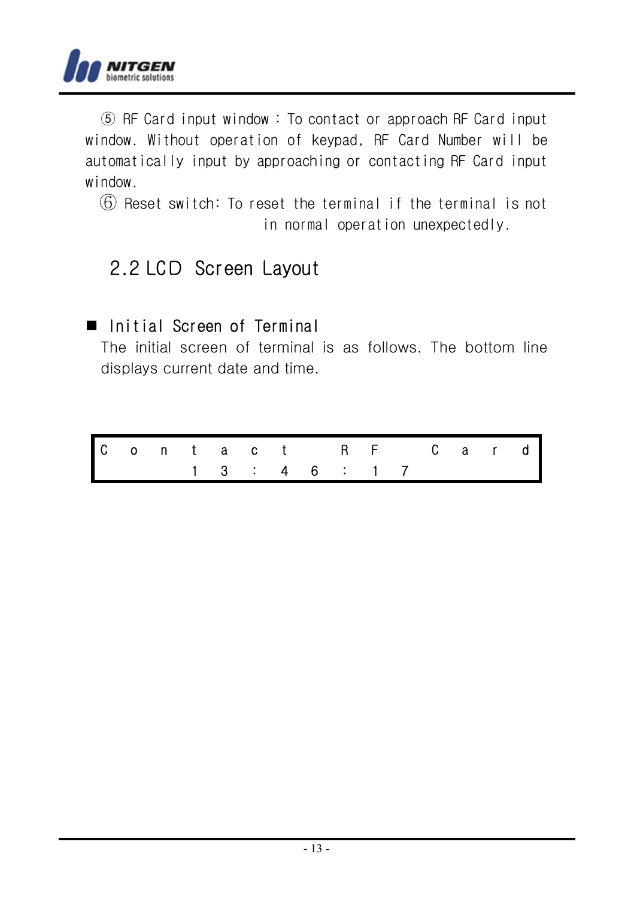⑤ RF Card input window : To contact or approach RF Card input window. Without operation of keypad, RF Card Number will be automatically input by approaching or contacting RF Card input window.

⑥ Reset switch: To reset the terminal if the terminal is not in normal operation unexpectedly.

## 2.2 LCD Screen Layout

■ **Initial Screen of Terminal**

The initial screen of terminal is as follows. The bottom line displays current date and time.

| C | o | n | t | a | c | t | | R | F | | C | a | r | d |
|---|---|---|---|---|---|---|---|---|---|---|---|---|---|---|
| | | | 1 | 3 | : | 4 | 6 | : | 1 | 7 | | | | |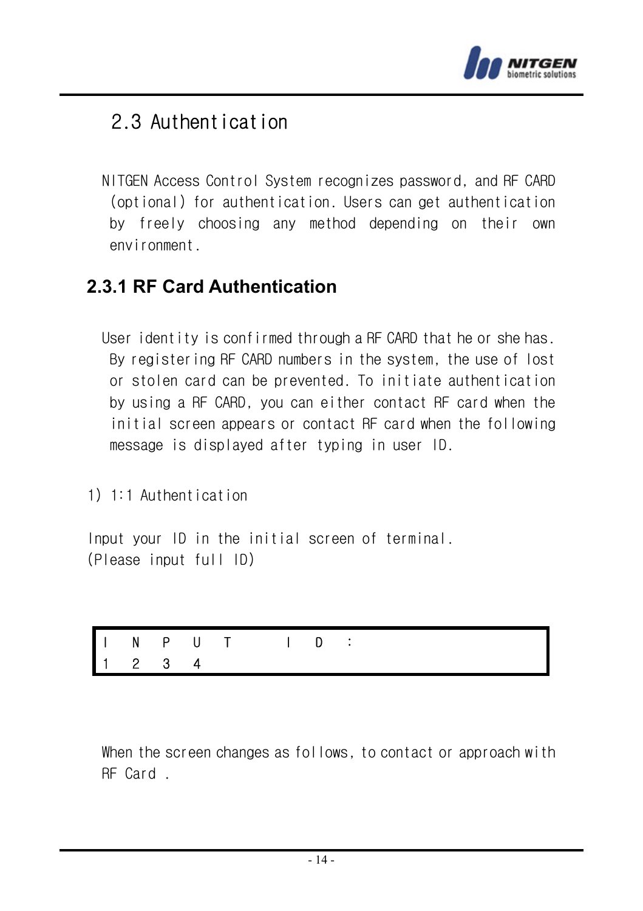## 2.3 Authentication

NITGEN Access Control System recognizes password, and RF CARD (optional) for authentication. Users can get authentication by freely choosing any method depending on their own environment.

### 2.3.1 RF Card Authentication

User identity is confirmed through a RF CARD that he or she has. By registering RF CARD numbers in the system, the use of lost or stolen card can be prevented. To initiate authentication by using a RF CARD, you can either contact RF card when the initial screen appears or contact RF card when the following message is displayed after typing in user ID.

1) 1:1 Authentication

Input your ID in the initial screen of terminal.
(Please input full ID)

```
I N P U T   I D :
1 2 3 4
```

When the screen changes as follows, to contact or approach with RF Card .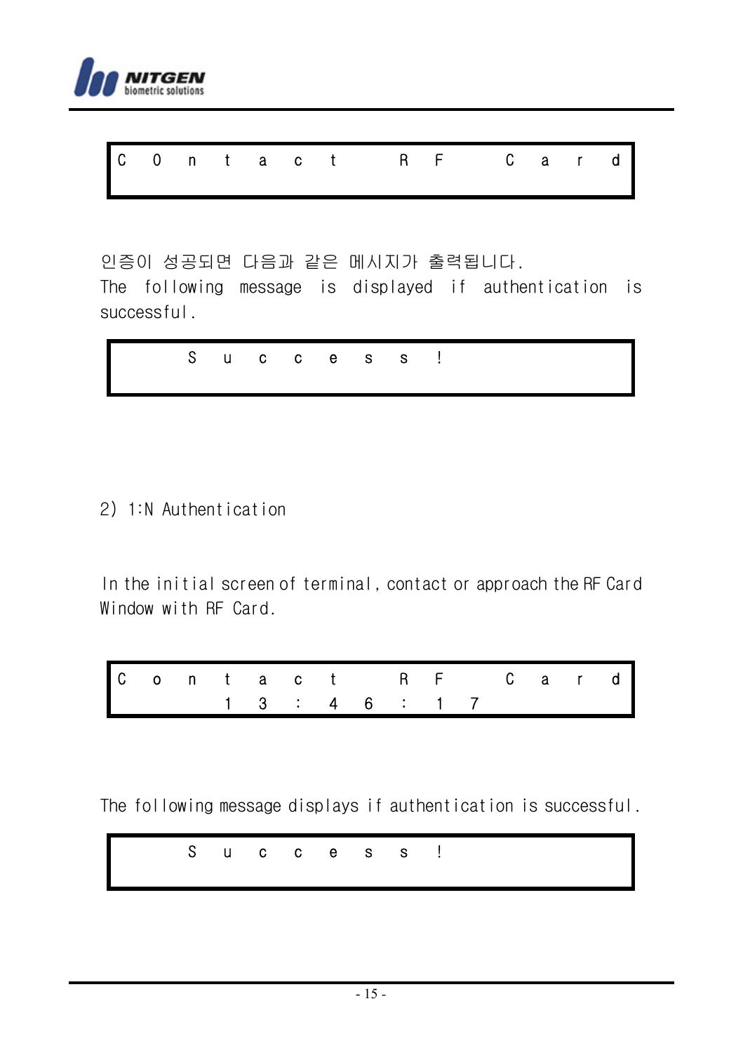```
C O n t a c t   R F   C a r d
```

인증이 성공되면 다음과 같은 메시지가 출력됩니다.
The following message is displayed if authentication is successful.

```
    S u c c e s s !
```

2) 1:N Authentication

In the initial screen of terminal, contact or approach the RF Card Window with RF Card.

```
C o n t a c t   R F   C a r d
      1 3 : 4 6 : 1 7
```

The following message displays if authentication is successful.

```
    S u c c e s s !
```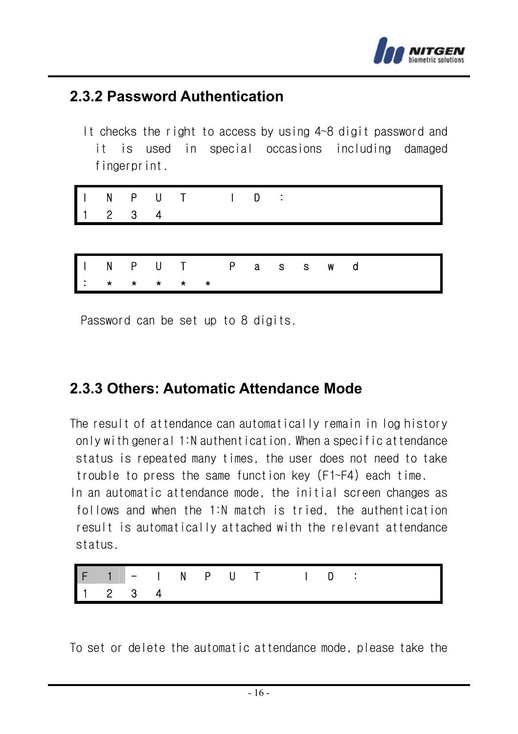### 2.3.2 Password Authentication

It checks the right to access by using 4~8 digit password and it is used in special occasions including damaged fingerprint.

```
INPUT ID:
1234
```

```
INPUT Passwd
:*****
```

Password can be set up to 8 digits.

### 2.3.3 Others: Automatic Attendance Mode

The result of attendance can automatically remain in log history only with general 1:N authentication. When a specific attendance status is repeated many times, the user does not need to take trouble to press the same function key (F1~F4) each time.

In an automatic attendance mode, the initial screen changes as follows and when the 1:N match is tried, the authentication result is automatically attached with the relevant attendance status.

```
F1-INPUT ID:
1234
```

To set or delete the automatic attendance mode, please take the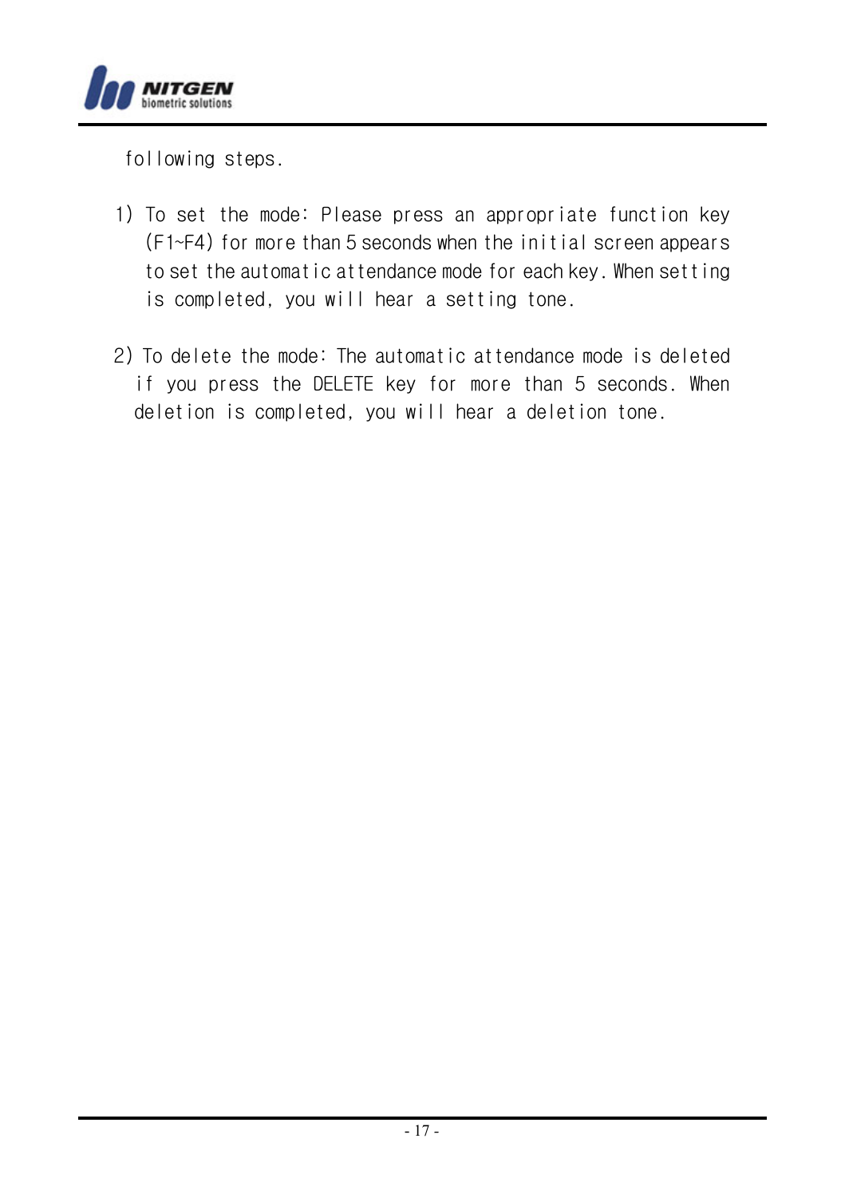following steps.

1) To set the mode: Please press an appropriate function key (F1~F4) for more than 5 seconds when the initial screen appears to set the automatic attendance mode for each key. When setting is completed, you will hear a setting tone.

2) To delete the mode: The automatic attendance mode is deleted if you press the DELETE key for more than 5 seconds. When deletion is completed, you will hear a deletion tone.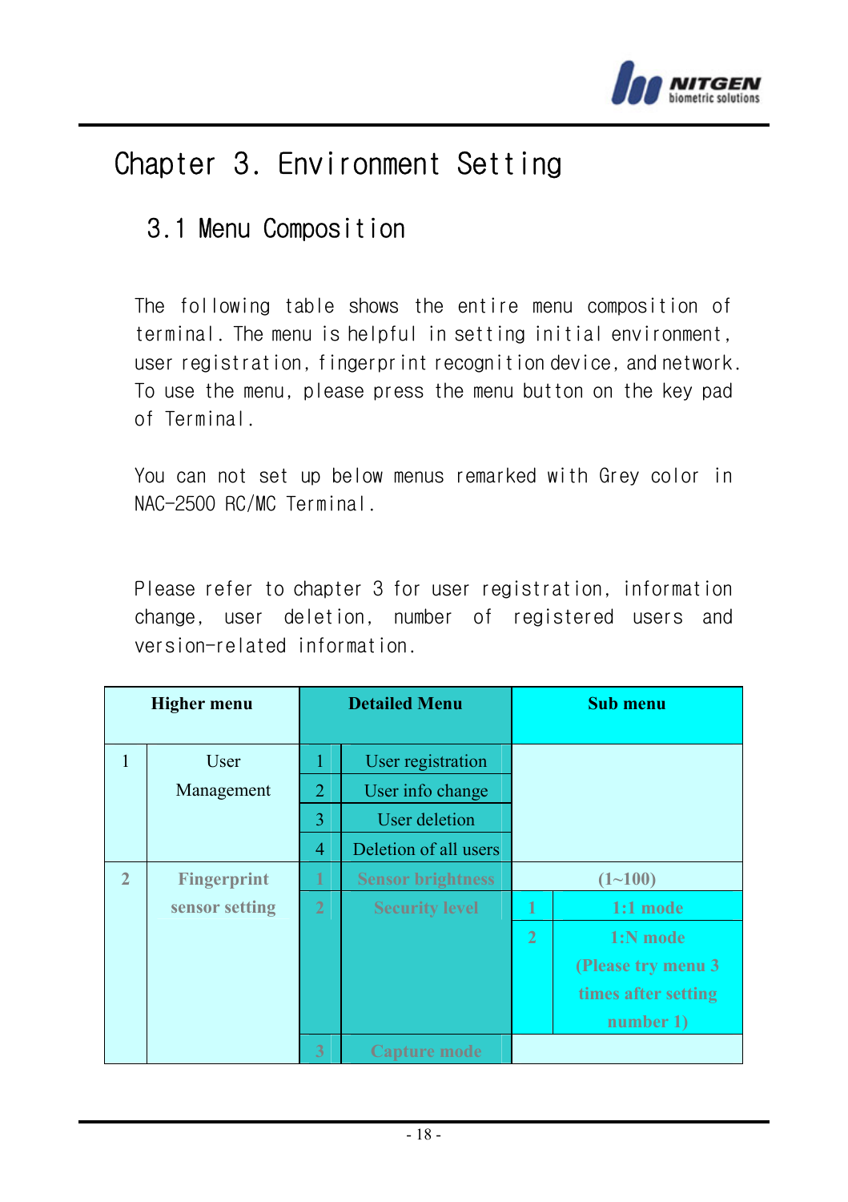# Chapter 3. Environment Setting

## 3.1 Menu Composition

The following table shows the entire menu composition of terminal. The menu is helpful in setting initial environment, user registration, fingerprint recognition device, and network. To use the menu, please press the menu button on the key pad of Terminal.

You can not set up below menus remarked with Grey color in NAC-2500 RC/MC Terminal.

Please refer to chapter 3 for user registration, information change, user deletion, number of registered users and version-related information.

| Higher menu | | Detailed Menu | | Sub menu | |
|---|---|---|---|---|---|
| 1 | User Management | 1 | User registration | | |
| | | 2 | User info change | | |
| | | 3 | User deletion | | |
| | | 4 | Deletion of all users | | |
| 2 | Fingerprint sensor setting | 1 | Sensor brightness | (1~100) | |
| | | 2 | Security level | 1 | 1:1 mode |
| | | | | 2 | 1:N mode (Please try menu 3 times after setting number 1) |
| | | 3 | Capture mode | | |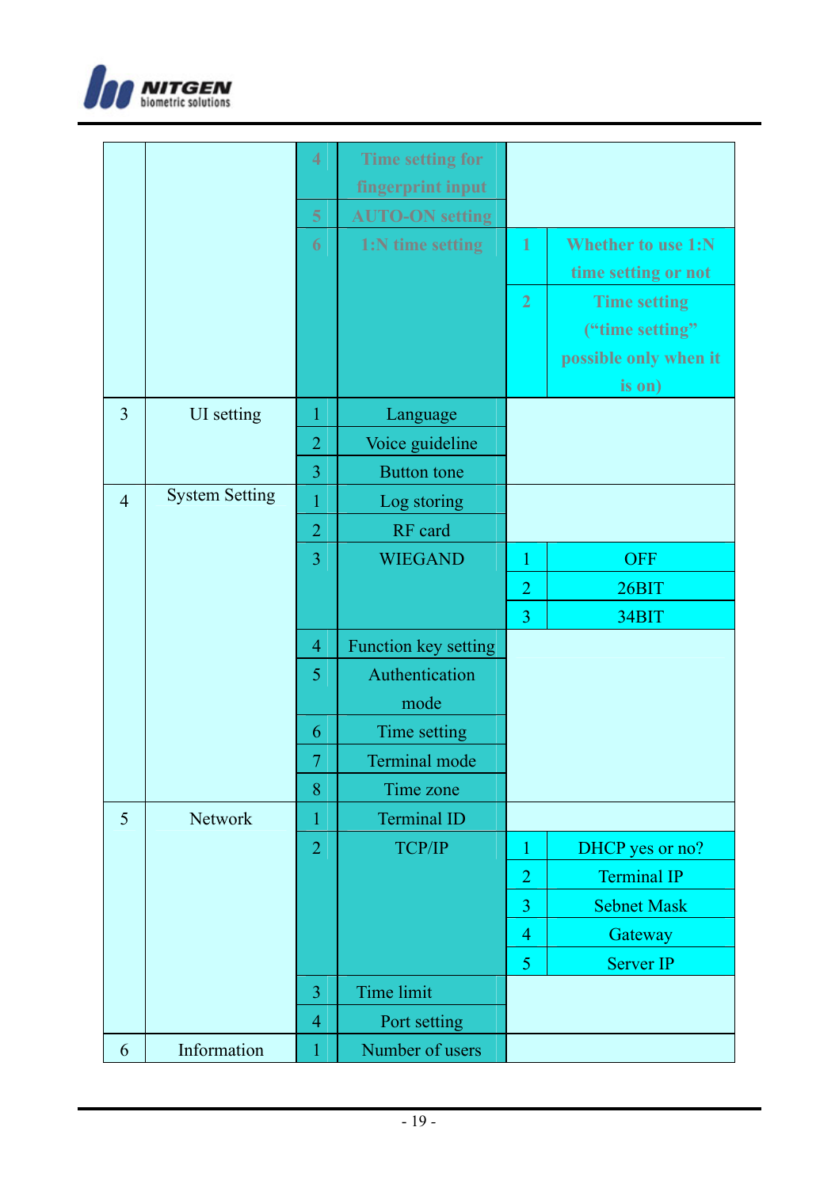| | | | | | |
|---|---|---|---|---|---|
| | | 4 | Time setting for fingerprint input | | |
| | | 5 | AUTO-ON setting | | |
| | | 6 | 1:N time setting | 1 | Whether to use 1:N time setting or not |
| | | | | 2 | Time setting ("time setting" possible only when it is on) |
| 3 | UI setting | 1 | Language | | |
| | | 2 | Voice guideline | | |
| | | 3 | Button tone | | |
| 4 | System Setting | 1 | Log storing | | |
| | | 2 | RF card | | |
| | | 3 | WIEGAND | 1 | OFF |
| | | | | 2 | 26BIT |
| | | | | 3 | 34BIT |
| | | 4 | Function key setting | | |
| | | 5 | Authentication mode | | |
| | | 6 | Time setting | | |
| | | 7 | Terminal mode | | |
| | | 8 | Time zone | | |
| 5 | Network | 1 | Terminal ID | | |
| | | 2 | TCP/IP | 1 | DHCP yes or no? |
| | | | | 2 | Terminal IP |
| | | | | 3 | Sebnet Mask |
| | | | | 4 | Gateway |
| | | | | 5 | Server IP |
| | | 3 | Time limit | | |
| | | 4 | Port setting | | |
| 6 | Information | 1 | Number of users | | |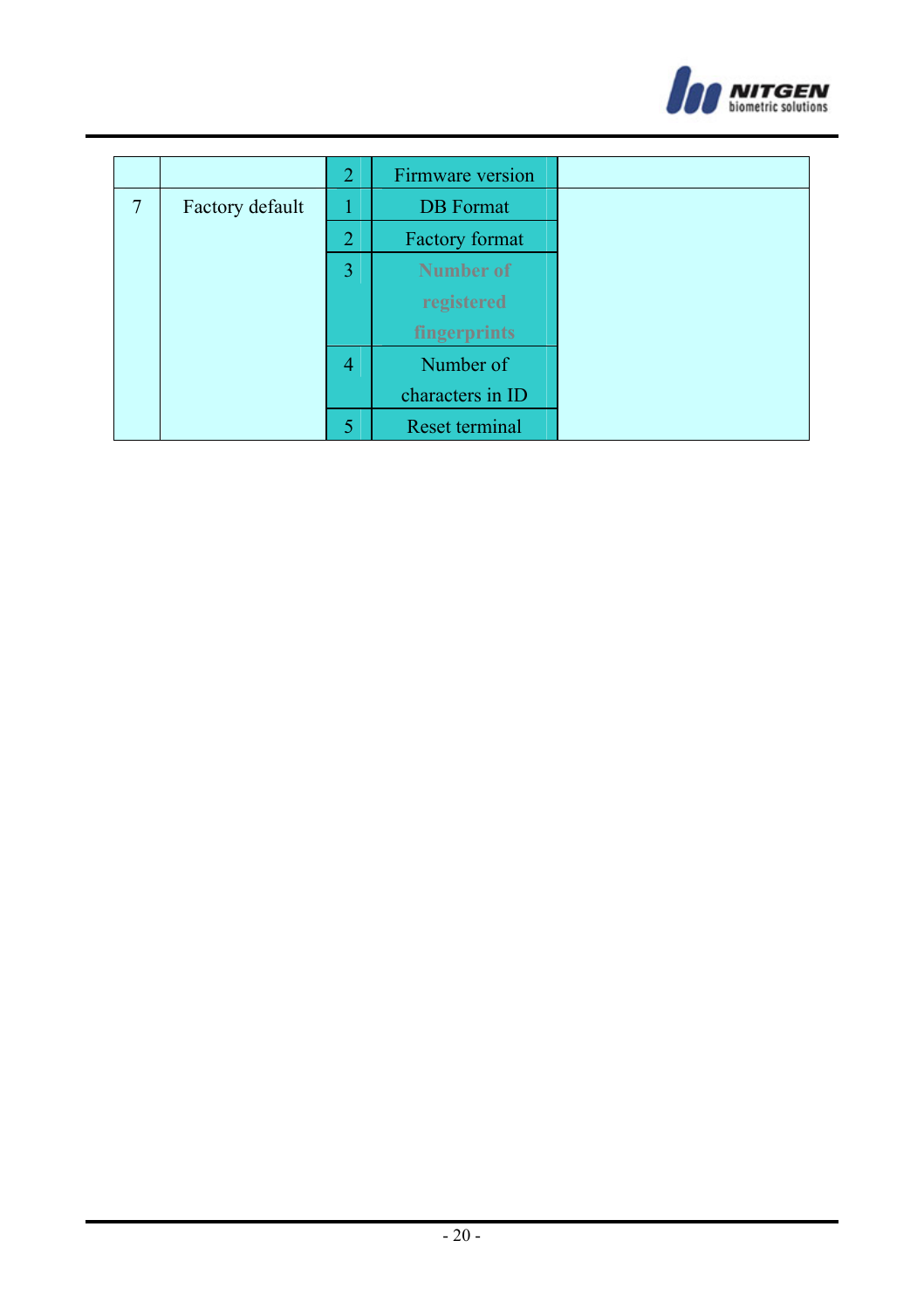|   |   |   |   |   |
|---|---|---|---|---|
|   |   | 2 | Firmware version |   |
| 7 | Factory default | 1 | DB Format |   |
|   |   | 2 | Factory format |   |
|   |   | 3 | Number of registered fingerprints |   |
|   |   | 4 | Number of characters in ID |   |
|   |   | 5 | Reset terminal |   |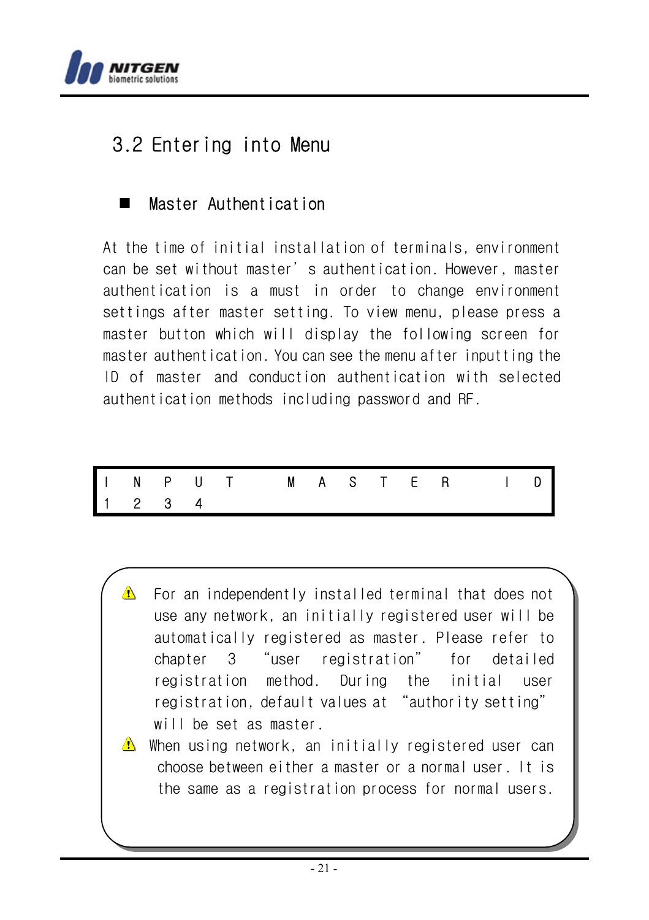## 3.2 Entering into Menu

■ Master Authentication

At the time of initial installation of terminals, environment can be set without master's authentication. However, master authentication is a must in order to change environment settings after master setting. To view menu, please press a master button which will display the following screen for master authentication. You can see the menu after inputting the ID of master and conduction authentication with selected authentication methods including password and RF.

```
I N P U T   M A S T E R   I D
1 2 3 4
```

⚠ For an independently installed terminal that does not use any network, an initially registered user will be automatically registered as master. Please refer to chapter 3 "user registration" for detailed registration method. During the initial user registration, default values at "authority setting" will be set as master.

⚠ When using network, an initially registered user can choose between either a master or a normal user. It is the same as a registration process for normal users.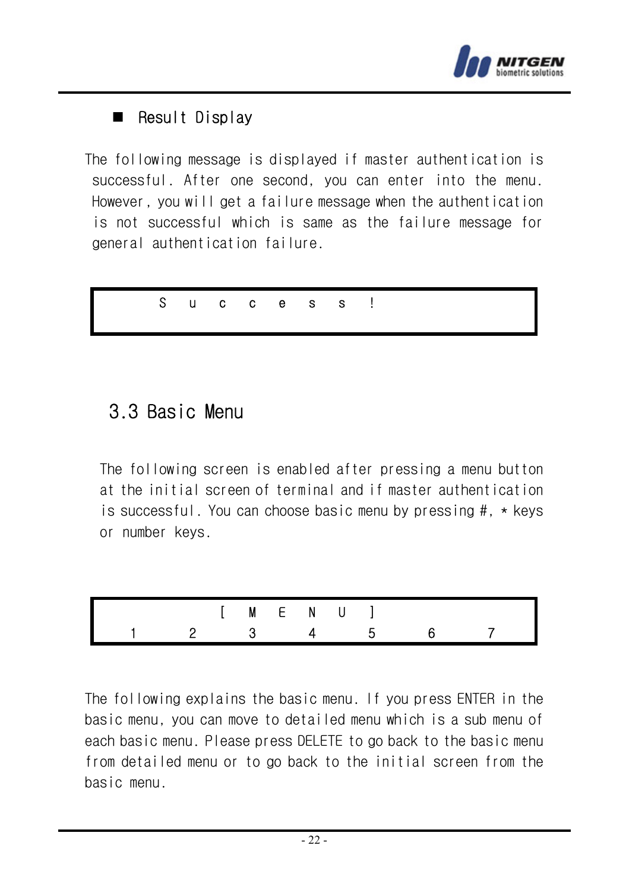■ Result Display

The following message is displayed if master authentication is successful. After one second, you can enter into the menu. However, you will get a failure message when the authentication is not successful which is same as the failure message for general authentication failure.

```
S u c c e s s !
```

## 3.3 Basic Menu

The following screen is enabled after pressing a menu button at the initial screen of terminal and if master authentication is successful. You can choose basic menu by pressing #, * keys or number keys.

```
        [ M E N U ]
 1  2  3  4  5  6  7
```

The following explains the basic menu. If you press ENTER in the basic menu, you can move to detailed menu which is a sub menu of each basic menu. Please press DELETE to go back to the basic menu from detailed menu or to go back to the initial screen from the basic menu.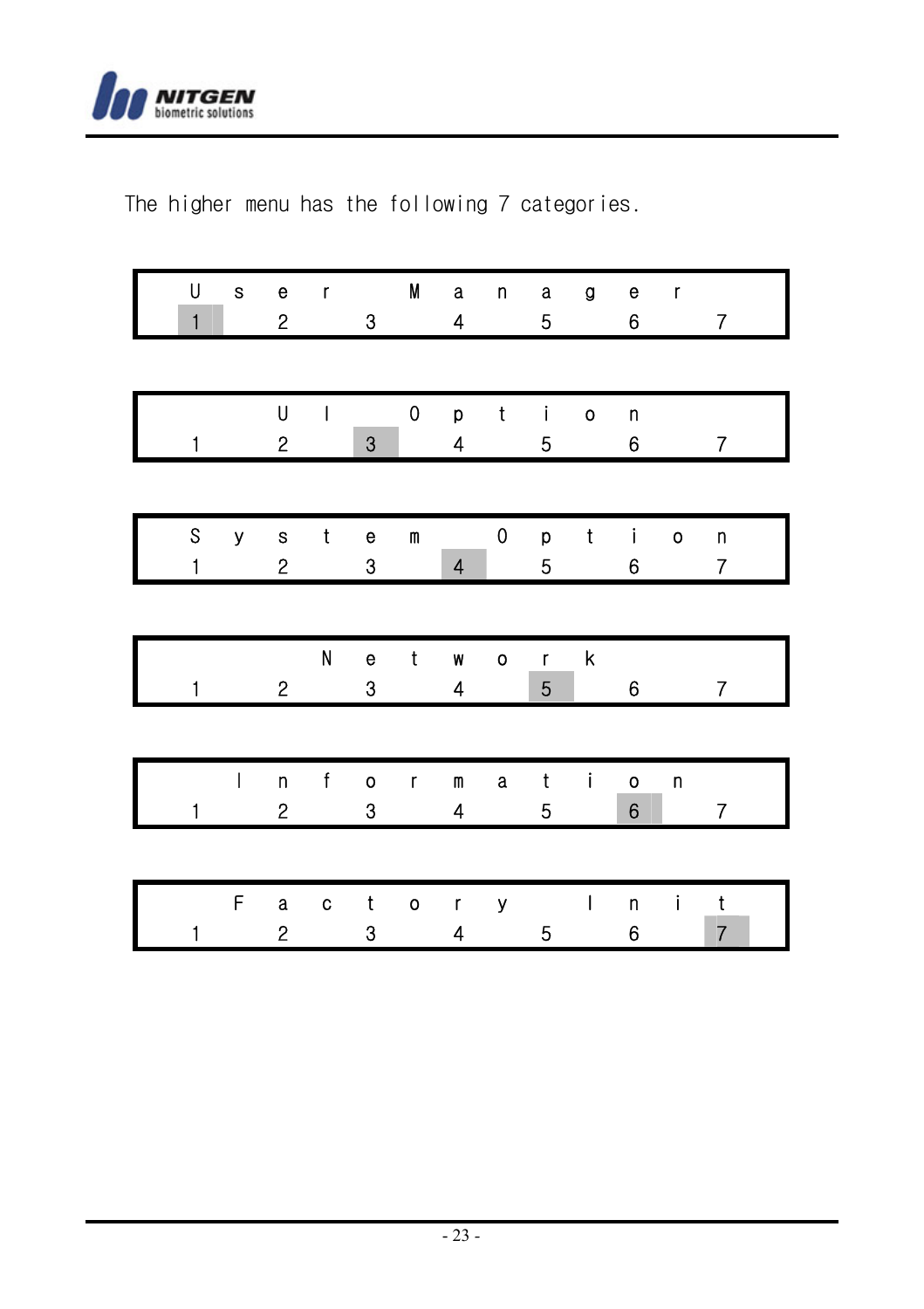The higher menu has the following 7 categories.

```
User Manager
[1]  2   3   4   5   6   7
```

```
UI Option
 1   2  [3]  4   5   6   7
```

```
System Option
 1   2   3  [4]  5   6   7
```

```
Network
 1   2   3   4  [5]  6   7
```

```
Information
 1   2   3   4   5  [6]  7
```

```
Factory Init
 1   2   3   4   5   6  [7]
```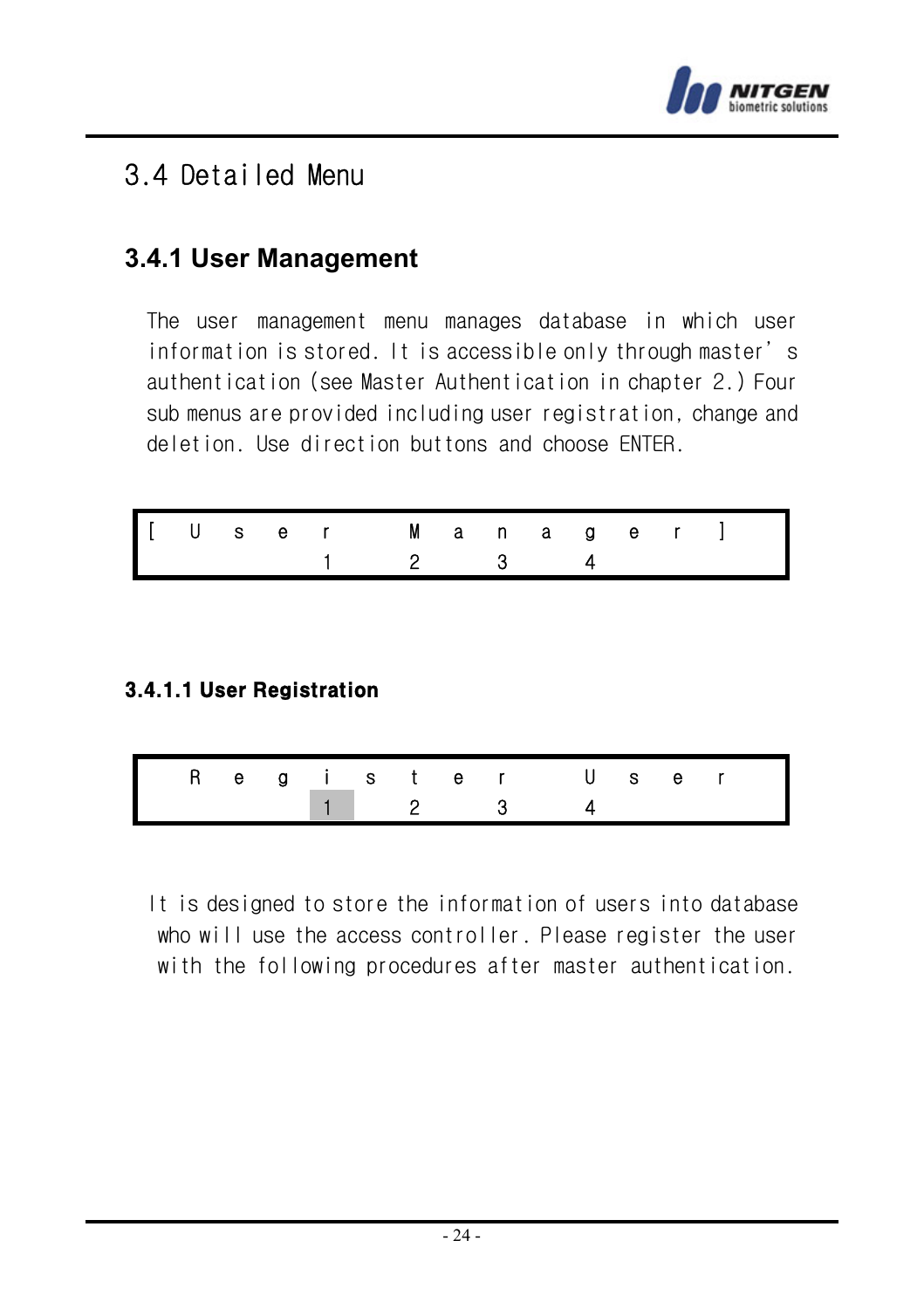# 3.4 Detailed Menu

## 3.4.1 User Management

The user management menu manages database in which user information is stored. It is accessible only through master's authentication (see Master Authentication in chapter 2.) Four sub menus are provided including user registration, change and deletion. Use direction buttons and choose ENTER.

```
[User Manager]
    1 2 3 4
```

### 3.4.1.1 User Registration

```
 Register User
    1 2 3 4
```

It is designed to store the information of users into database who will use the access controller. Please register the user with the following procedures after master authentication.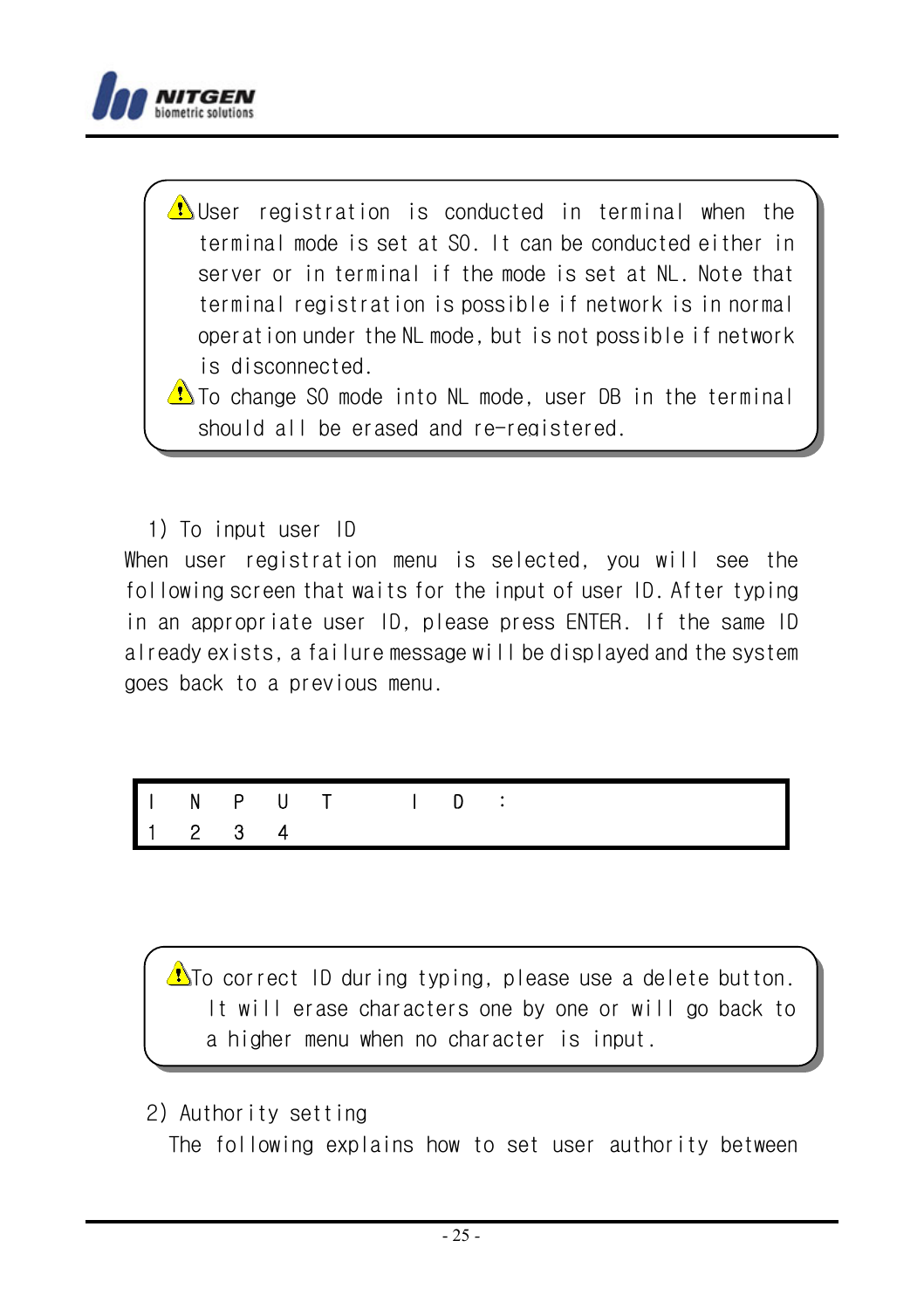> ⚠ User registration is conducted in terminal when the terminal mode is set at SO. It can be conducted either in server or in terminal if the mode is set at NL. Note that terminal registration is possible if network is in normal operation under the NL mode, but is not possible if network is disconnected.
>
> ⚠ To change SO mode into NL mode, user DB in the terminal should all be erased and re-registered.

1) To input user ID

When user registration menu is selected, you will see the following screen that waits for the input of user ID. After typing in an appropriate user ID, please press ENTER. If the same ID already exists, a failure message will be displayed and the system goes back to a previous menu.

```
I N P U T   I D :
1 2 3 4
```

> ⚠ To correct ID during typing, please use a delete button. It will erase characters one by one or will go back to a higher menu when no character is input.

2) Authority setting

The following explains how to set user authority between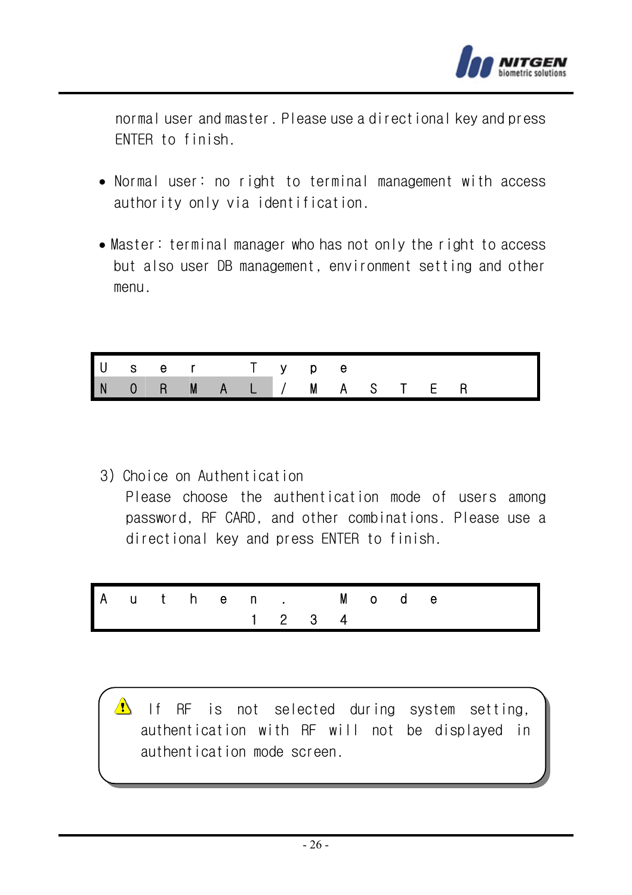normal user and master. Please use a directional key and press ENTER to finish.

- Normal user: no right to terminal management with access authority only via identification.

- Master: terminal manager who has not only the right to access but also user DB management, environment setting and other menu.

```
User Type
NORMAL/MASTER
```

3) Choice on Authentication

Please choose the authentication mode of users among password, RF CARD, and other combinations. Please use a directional key and press ENTER to finish.

```
Authen. Mode
     1234
```

> ⚠ If RF is not selected during system setting, authentication with RF will not be displayed in authentication mode screen.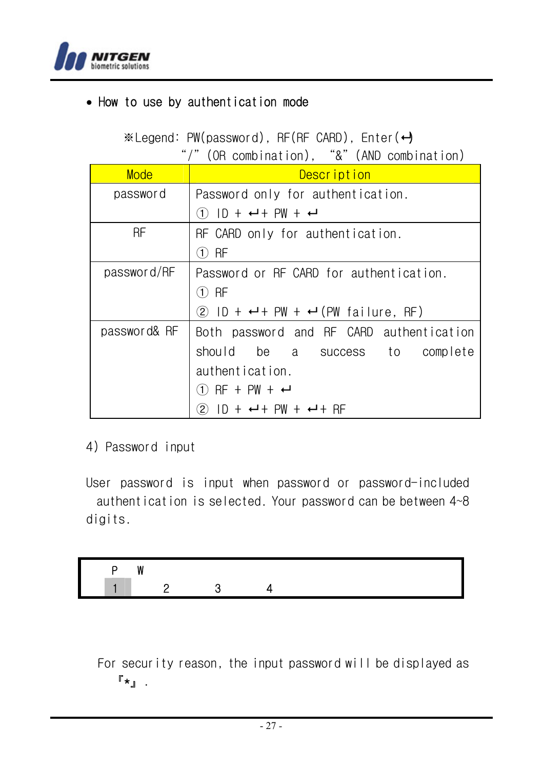- How to use by authentication mode

※Legend: PW(password), RF(RF CARD), Enter(↵)
"/" (OR combination), "&" (AND combination)

| Mode | Description |
|---|---|
| password | Password only for authentication.<br>① ID + ↵+ PW + ↵ |
| RF | RF CARD only for authentication.<br>① RF |
| password/RF | Password or RF CARD for authentication.<br>① RF<br>② ID + ↵+ PW + ↵(PW failure, RF) |
| password& RF | Both password and RF CARD authentication should be a success to complete authentication.<br>① RF + PW + ↵<br>② ID + ↵+ PW + ↵+ RF |

4) Password input

User password is input when password or password-included authentication is selected. Your password can be between 4~8 digits.

```
 P  W
 1      2      3      4
```

For security reason, the input password will be displayed as 『*』.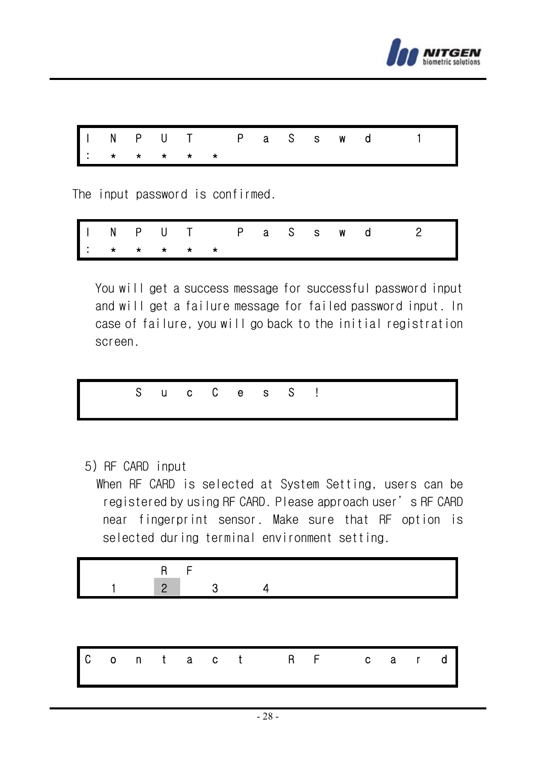```
INPUT PaSswd 1
:*****
```

The input password is confirmed.

```
INPUT PaSswd 2
:*****
```

You will get a success message for successful password input and will get a failure message for failed password input. In case of failure, you will go back to the initial registration screen.

```
  SucCesS!
```

5) RF CARD input

When RF CARD is selected at System Setting, users can be registered by using RF CARD. Please approach user's RF CARD near fingerprint sensor. Make sure that RF option is selected during terminal environment setting.

```
     RF
 1   2   3   4
```

```
Contact RF card
```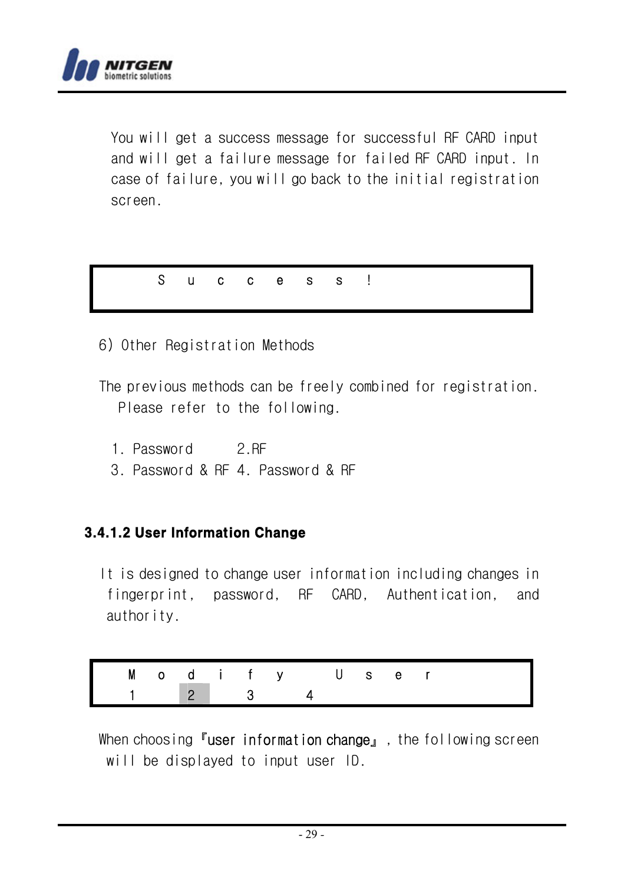You will get a success message for successful RF CARD input and will get a failure message for failed RF CARD input. In case of failure, you will go back to the initial registration screen.

```
     S u c c e s s !
```

6) Other Registration Methods

The previous methods can be freely combined for registration. Please refer to the following.

1. Password 2.RF
3. Password & RF 4. Password & RF

### 3.4.1.2 User Information Change

It is designed to change user information including changes in fingerprint, password, RF CARD, Authentication, and authority.

```
  M o d i f y   U s e r
  1   2   3   4
```

When choosing 『user information change』, the following screen will be displayed to input user ID.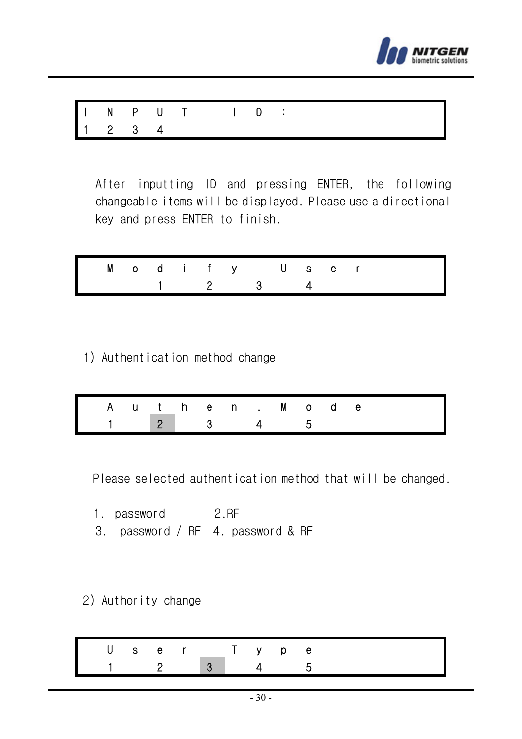```
INPUT ID:
1234
```

After inputting ID and pressing ENTER, the following changeable items will be displayed. Please use a directional key and press ENTER to finish.

```
 Modify User
     1  2  3  4
```

1) Authentication method change

```
 Authen.Mode
 1  2  3  4  5
```

Please selected authentication method that will be changed.

1. password  2.RF
3. password / RF  4. password & RF

2) Authority change

```
 User Type
 1  2  3  4  5
```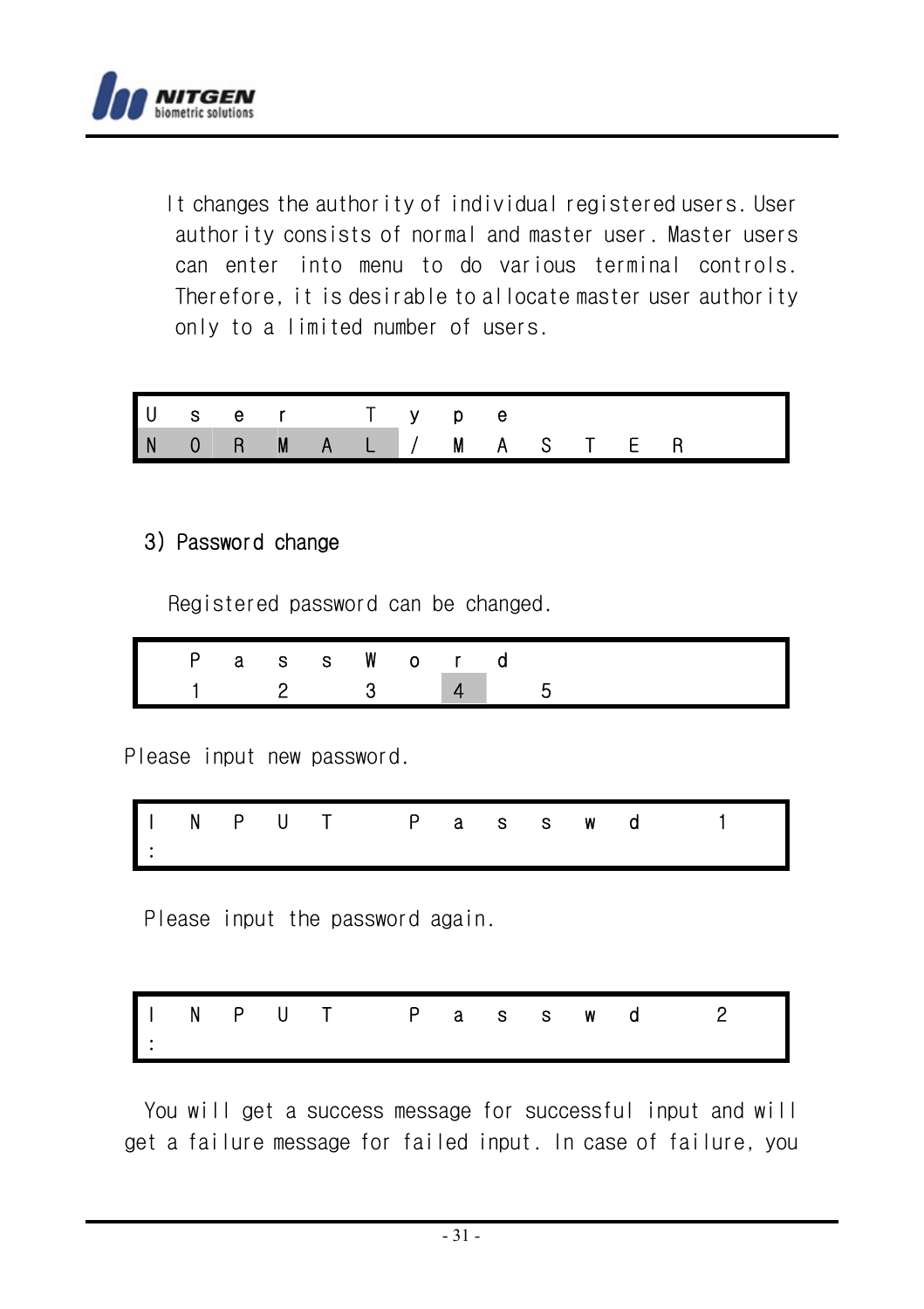It changes the authority of individual registered users. User authority consists of normal and master user. Master users can enter into menu to do various terminal controls. Therefore, it is desirable to allocate master user authority only to a limited number of users.

```
User Type
NORMAL/MASTER
```

### 3) Password change

Registered password can be changed.

```
 PassWord
 1 2 3 4 5
```

Please input new password.

```
INPUT Passwd 1
:
```

Please input the password again.

```
INPUT Passwd 2
:
```

You will get a success message for successful input and will get a failure message for failed input. In case of failure, you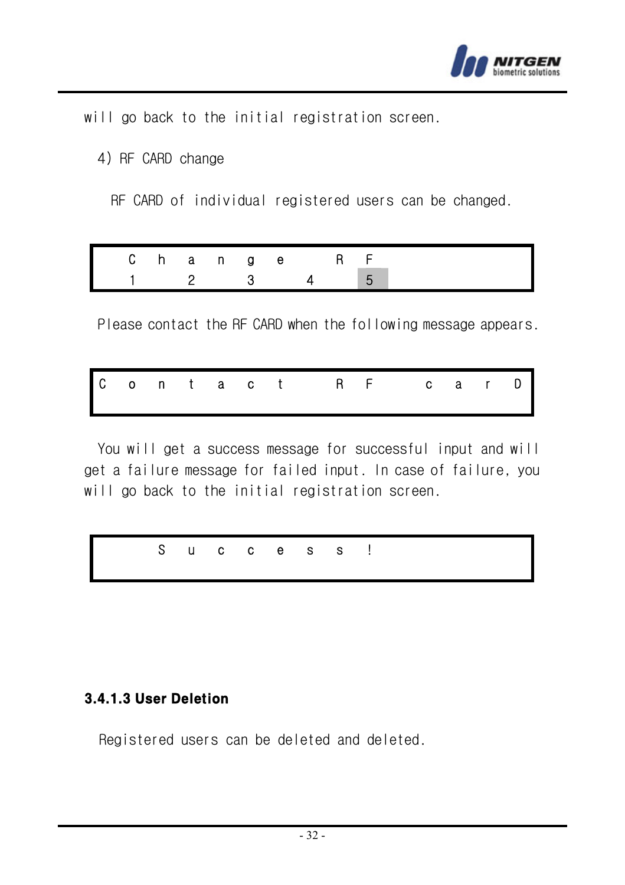will go back to the initial registration screen.

4) RF CARD change

RF CARD of individual registered users can be changed.

```
  Change RF
  1 2 3 4 5
```

Please contact the RF CARD when the following message appears.

```
Contact RF carD
```

You will get a success message for successful input and will get a failure message for failed input. In case of failure, you will go back to the initial registration screen.

```
    Success!
```

### 3.4.1.3 User Deletion

Registered users can be deleted and deleted.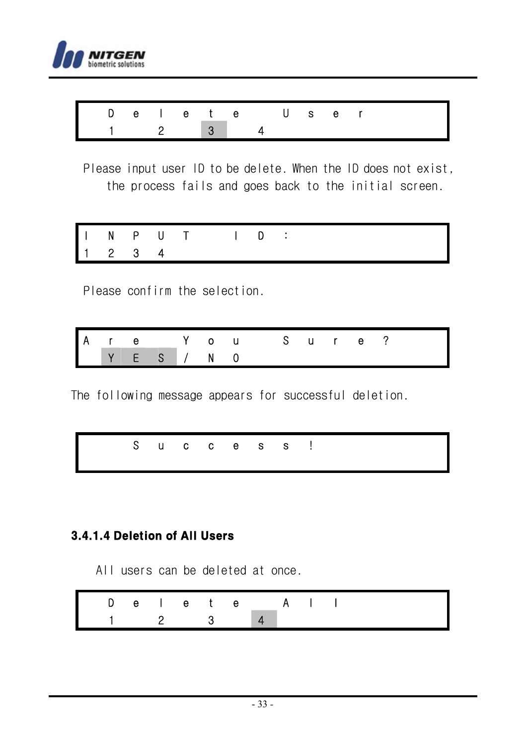```
  Delete User
  1  2  3  4
```

Please input user ID to be delete. When the ID does not exist, the process fails and goes back to the initial screen.

```
INPUT ID:
1234
```

Please confirm the selection.

```
Are You Sure?
 YES/NO
```

The following message appears for successful deletion.

```
    Success!
```

#### 3.4.1.4 Deletion of All Users

All users can be deleted at once.

```
  Delete All
  1  2  3  4
```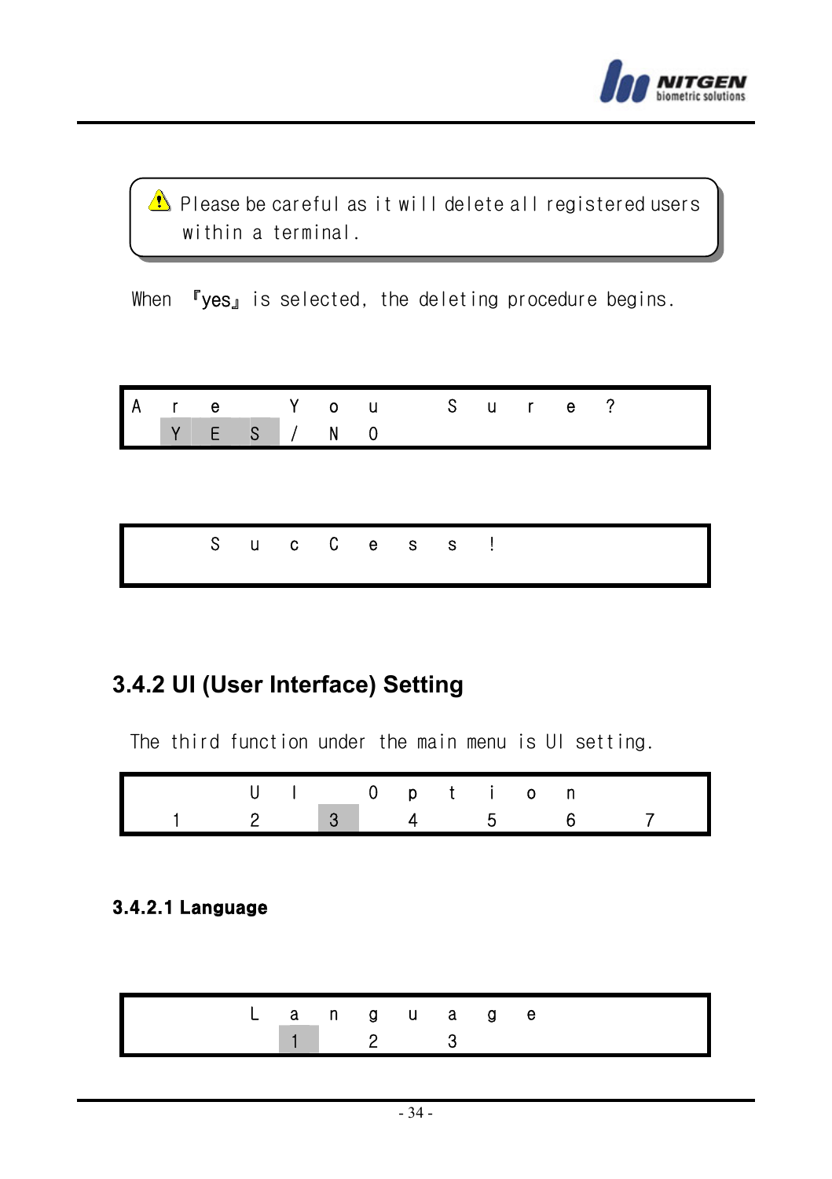> ⚠ Please be careful as it will delete all registered users within a terminal.

When 『yes』 is selected, the deleting procedure begins.

```
A r e   Y o u   S u r e ?
  Y E S / N O
```

```
    S u c C e s s !
```

## 3.4.2 UI (User Interface) Setting

The third function under the main menu is UI setting.

```
      U I   O p t i o n
  1   2   3   4   5   6   7
```

### 3.4.2.1 Language

```
      L a n g u a g e
        1   2   3
```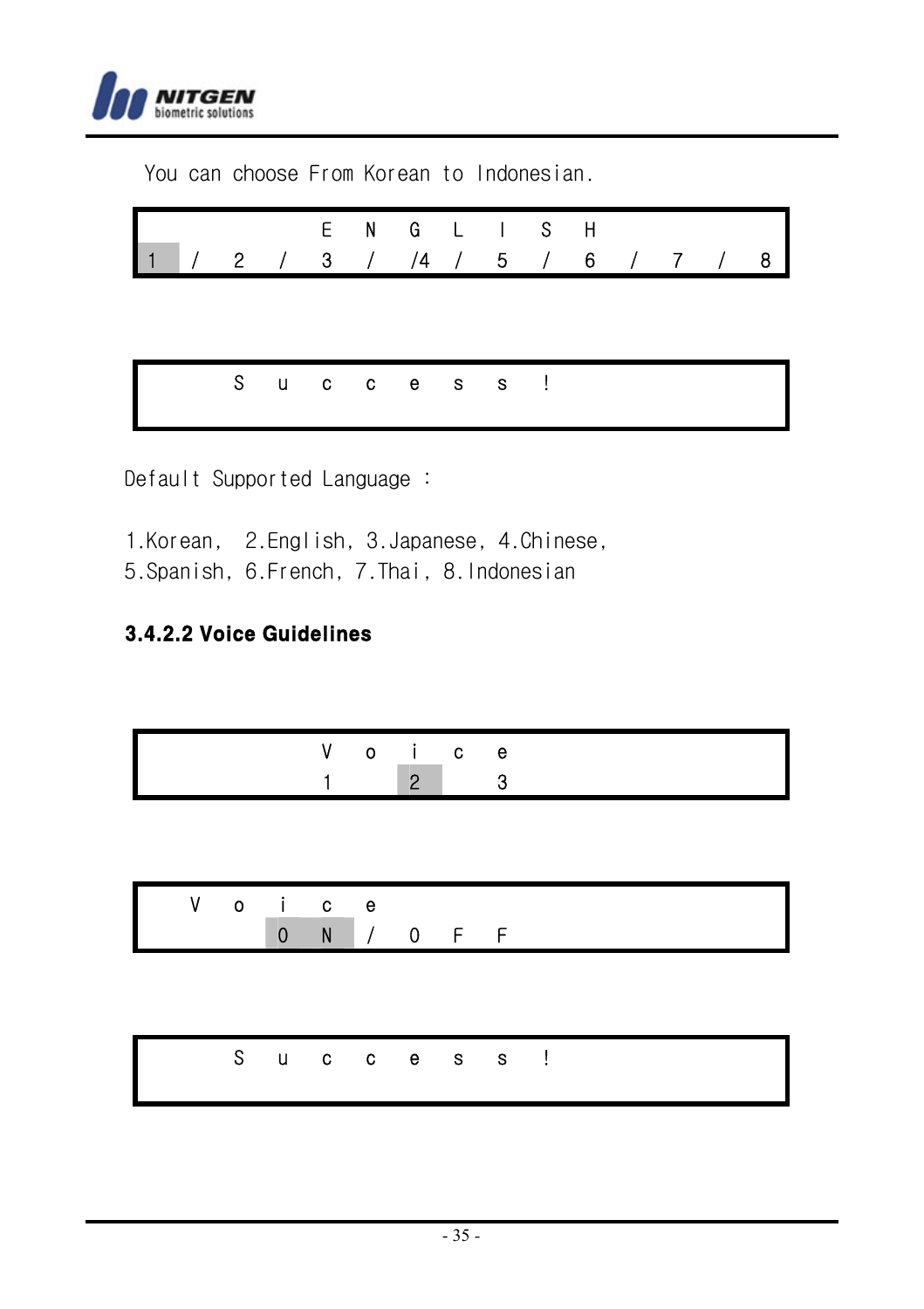You can choose From Korean to Indonesian.

```
ENGLISH
1 / 2 / 3 / /4 / 5 / 6 / 7 / 8
```

```
Success!
```

Default Supported Language :

1.Korean, 2.English, 3.Japanese, 4.Chinese,
5.Spanish, 6.French, 7.Thai, 8.Indonesian

### 3.4.2.2 Voice Guidelines

```
Voice
1 2 3
```

```
Voice
ON/OFF
```

```
Success!
```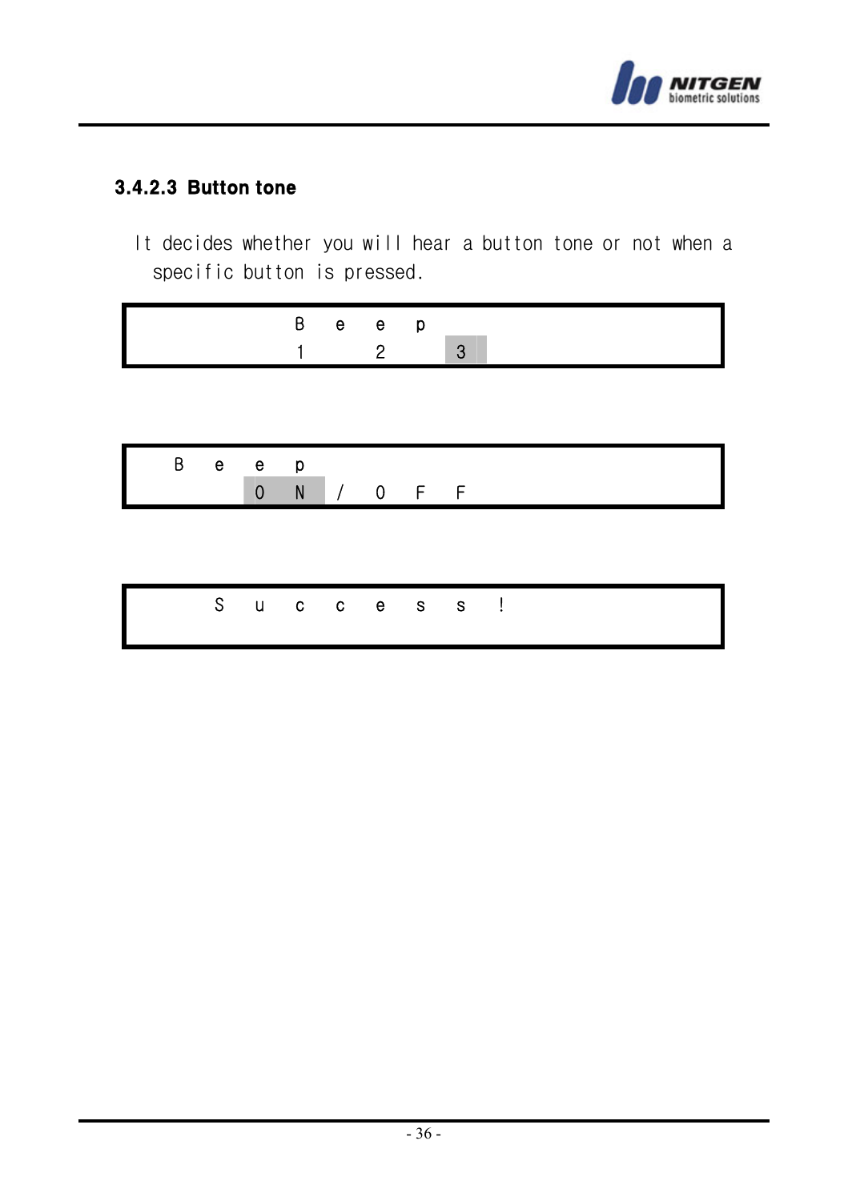#### 3.4.2.3 Button tone

It decides whether you will hear a button tone or not when a specific button is pressed.

```
        Beep
        1  2  3
```

```
  Beep
     ON/OFF
```

```
    Success!
```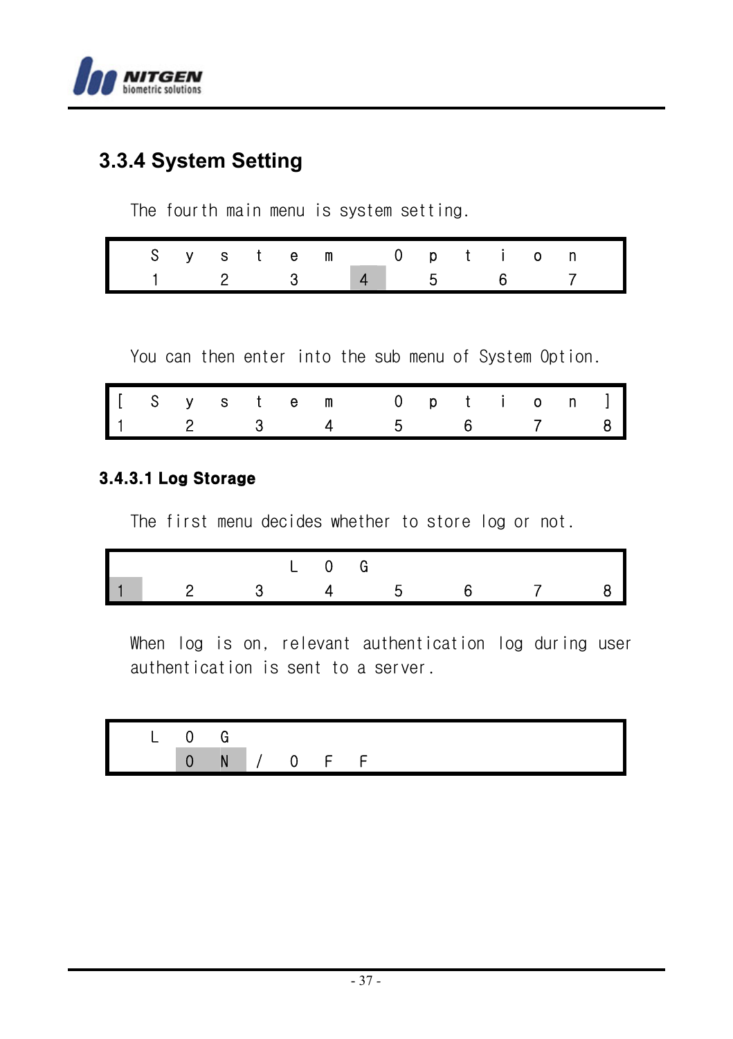## 3.3.4 System Setting

The fourth main menu is system setting.

| S | y | s | t | e | m | | O | p | t | i | o | n |
|---|---|---|---|---|---|---|---|---|---|---|---|---|
| 1 | | 2 | | 3 | | 4 | | 5 | | 6 | | 7 |

You can then enter into the sub menu of System Option.

| [ | S | y | s | t | e | m | | O | p | t | i | o | n | ] |
|---|---|---|---|---|---|---|---|---|---|---|---|---|---|---|
| 1 | | 2 | | 3 | | 4 | | 5 | | 6 | | 7 | | 8 |

### 3.4.3.1 Log Storage

The first menu decides whether to store log or not.

| | | | | | | L | O | G | | | | | | |
|---|---|---|---|---|---|---|---|---|---|---|---|---|---|---|
| 1 | | 2 | | 3 | | 4 | | 5 | | 6 | | 7 | | 8 |

When log is on, relevant authentication log during user authentication is sent to a server.

| L | O | G | | | | |
|---|---|---|---|---|---|---|
| | O | N | / | O | F | F |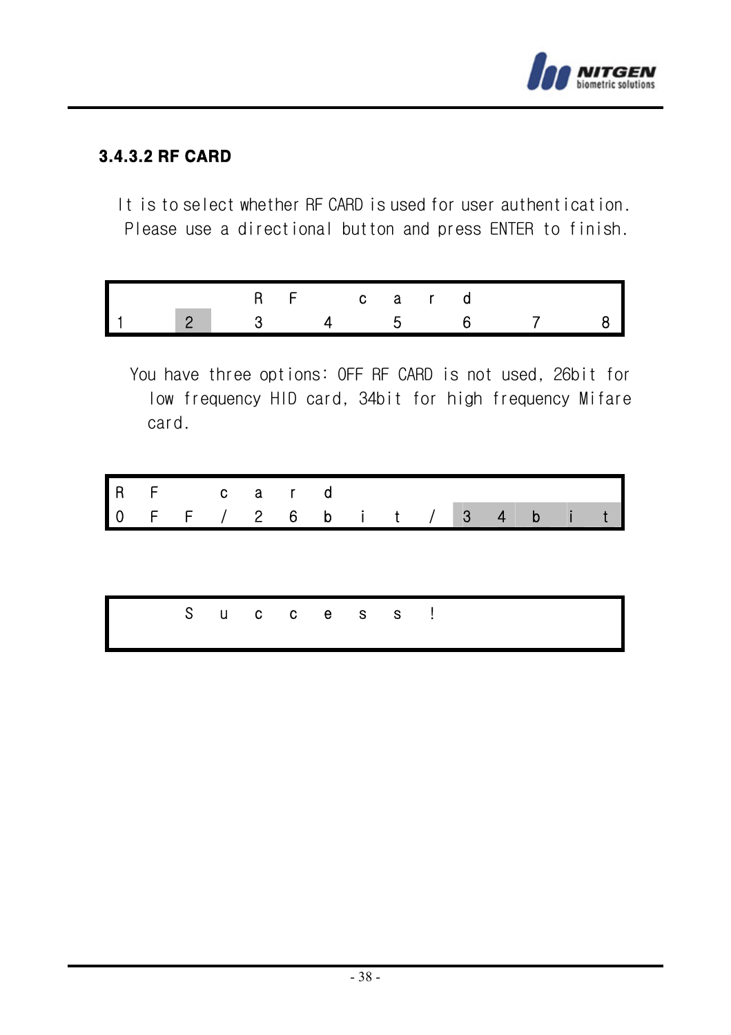### 3.4.3.2 RF CARD

It is to select whether RF CARD is used for user authentication. Please use a directional button and press ENTER to finish.

```
        RF card
1   2   3   4   5   6   7   8
```

You have three options: OFF RF CARD is not used, 26bit for low frequency HID card, 34bit for high frequency Mifare card.

```
RF card
OFF/26bit/34bit
```

```
  Success!
```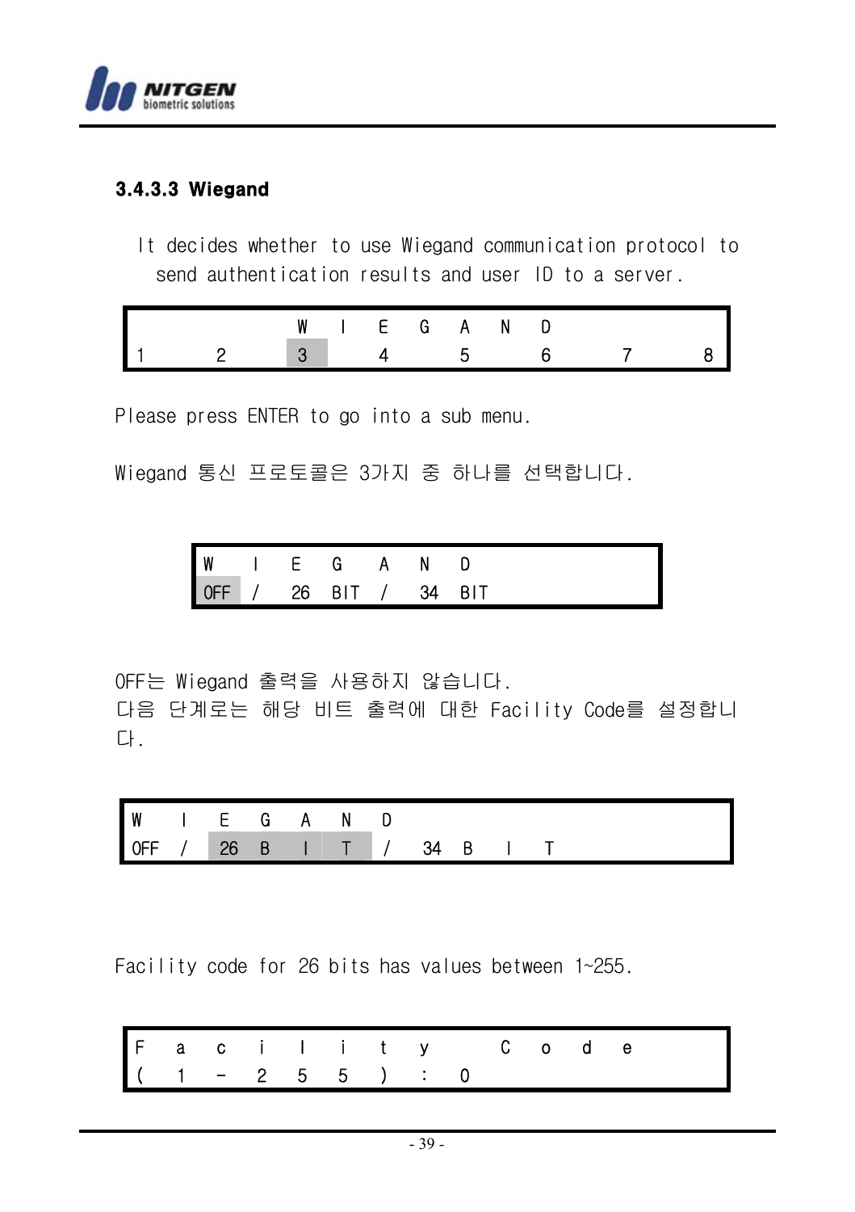### 3.4.3.3 Wiegand

It decides whether to use Wiegand communication protocol to send authentication results and user ID to a server.

| | | W | I | E | G | A | N | D | | | | | |
|---|---|---|---|---|---|---|---|---|---|---|---|---|---|
| 1 | 2 | 3 | | 4 | | 5 | | 6 | | 7 | | 8 | |

Please press ENTER to go into a sub menu.

Wiegand 통신 프로토콜은 3가지 중 하나를 선택합니다.

| W | I | E | G | A | N | D |
|---|---|---|---|---|---|---|
| OFF | / | 26 | BIT | / | 34 | BIT |

OFF는 Wiegand 출력을 사용하지 않습니다.
다음 단계로는 해당 비트 출력에 대한 Facility Code를 설정합니다.

| W | I | E | G | A | N | D | | | | |
|---|---|---|---|---|---|---|---|---|---|---|
| OFF | / | 26 | B | I | T | / | 34 | B | I | T |

Facility code for 26 bits has values between 1~255.

| F | a | c | i | l | i | t | y | | C | o | d | e |
|---|---|---|---|---|---|---|---|---|---|---|---|---|
| ( | 1 | - | 2 | 5 | 5 | ) | : | 0 | | | | |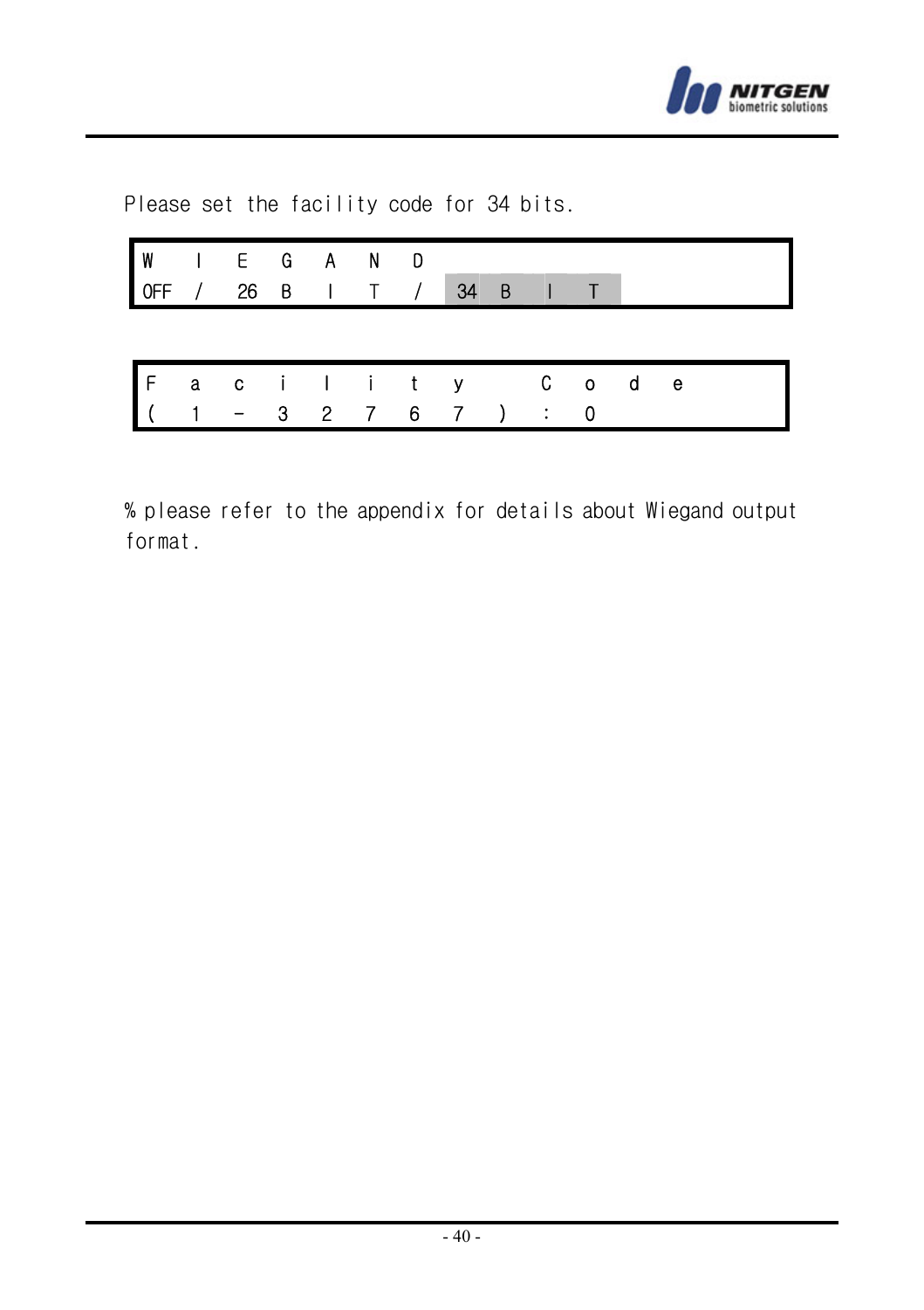Please set the facility code for 34 bits.

```
WIEGAND
OFF / 26 BIT / 34 BIT
```

```
Facility Code
(1-32767) : 0
```

% please refer to the appendix for details about Wiegand output format.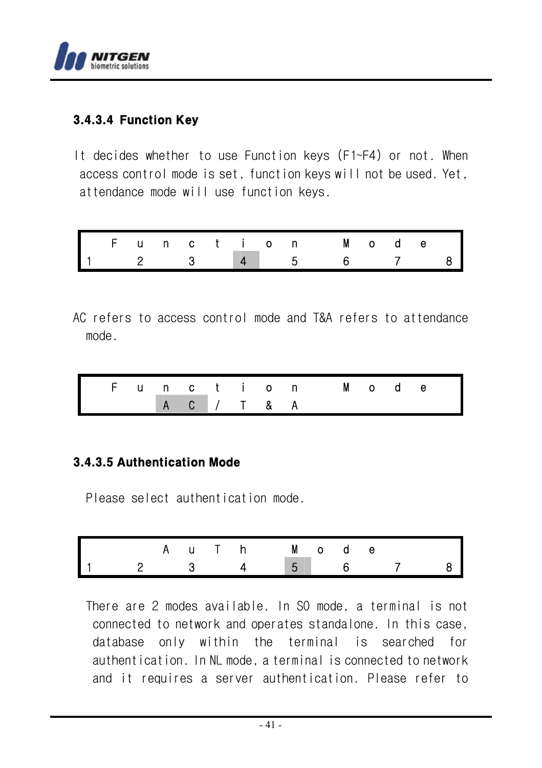### 3.4.3.4 Function Key

It decides whether to use Function keys (F1~F4) or not. When access control mode is set, function keys will not be used. Yet, attendance mode will use function keys.

|  | F | u | n | c | t | i | o | n |  | M | o | d | e |  |  |
|---|---|---|---|---|---|---|---|---|---|---|---|---|---|---|---|
| 1 |  | 2 |  | 3 |  | 4 |  | 5 |  | 6 |  | 7 |  |  | 8 |

AC refers to access control mode and T&A refers to attendance mode.

|  | F | u | n | c | t | i | o | n |  | M | o | d | e |  |
|---|---|---|---|---|---|---|---|---|---|---|---|---|---|---|
|  |  |  | A | C | / | T | & | A |  |  |  |  |  |  |

### 3.4.3.5 Authentication Mode

Please select authentication mode.

|  |  | A | u | T | h |  | M | o | d | e |  |  |  |  |  |
|---|---|---|---|---|---|---|---|---|---|---|---|---|---|---|---|
| 1 |  | 2 |  | 3 |  | 4 |  | 5 |  | 6 |  | 7 |  |  | 8 |

There are 2 modes available. In SO mode, a terminal is not connected to network and operates standalone. In this case, database only within the terminal is searched for authentication. In NL mode, a terminal is connected to network and it requires a server authentication. Please refer to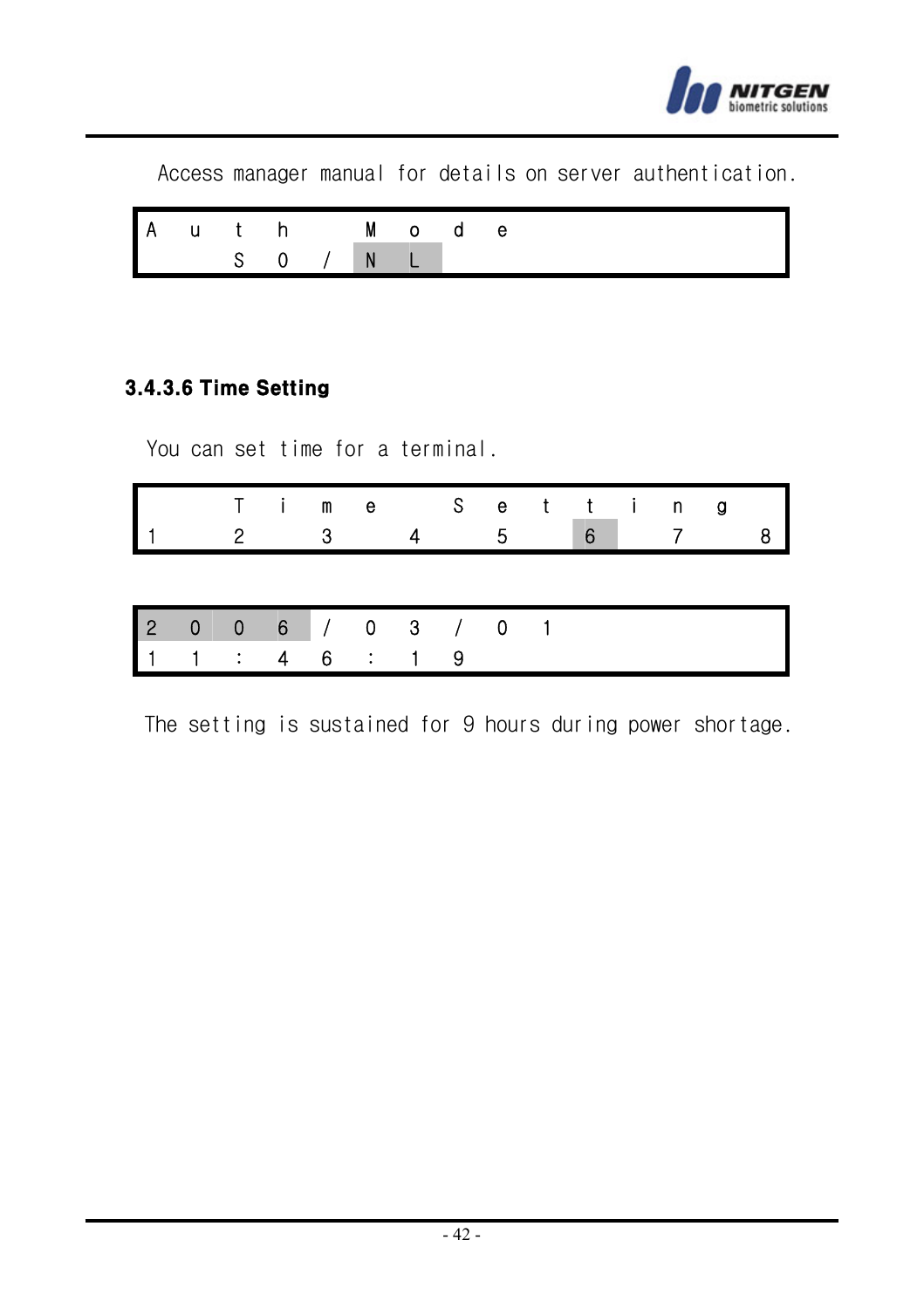Access manager manual for details on server authentication.

```
Auth   Mode
    SO/NL
```

### 3.4.3.6 Time Setting

You can set time for a terminal.

```
    Time  Setting
1  2  3  4  5  6  7  8
```

```
2006/03/01
11:46:19
```

The setting is sustained for 9 hours during power shortage.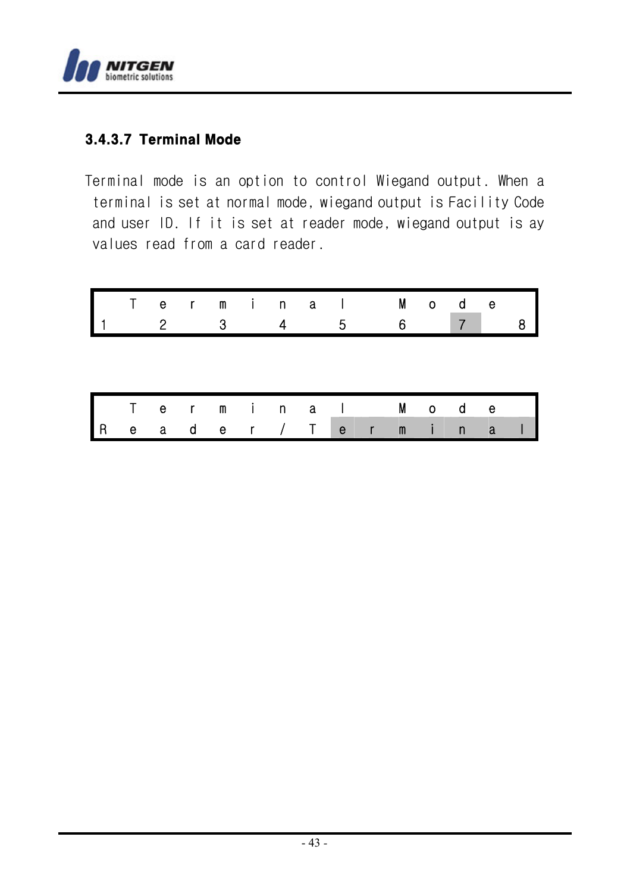### 3.4.3.7 Terminal Mode

Terminal mode is an option to control Wiegand output. When a terminal is set at normal mode, wiegand output is Facility Code and user ID. If it is set at reader mode, wiegand output is ay values read from a card reader.

```
 Terminal Mode 
1 2 3 4 5 6 7 8
```

```
 Terminal Mode 
Reader/Terminal
```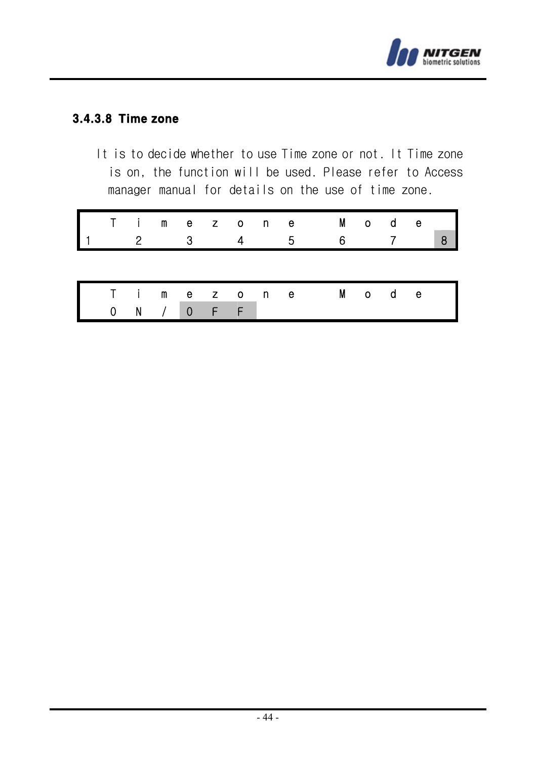### 3.4.3.8 Time zone

It is to decide whether to use Time zone or not. It Time zone is on, the function will be used. Please refer to Access manager manual for details on the use of time zone.

| Time zone Mode |
| --- |
| 1 2 3 4 5 6 7 8 |

| Time zone Mode |
| --- |
| ON/OFF |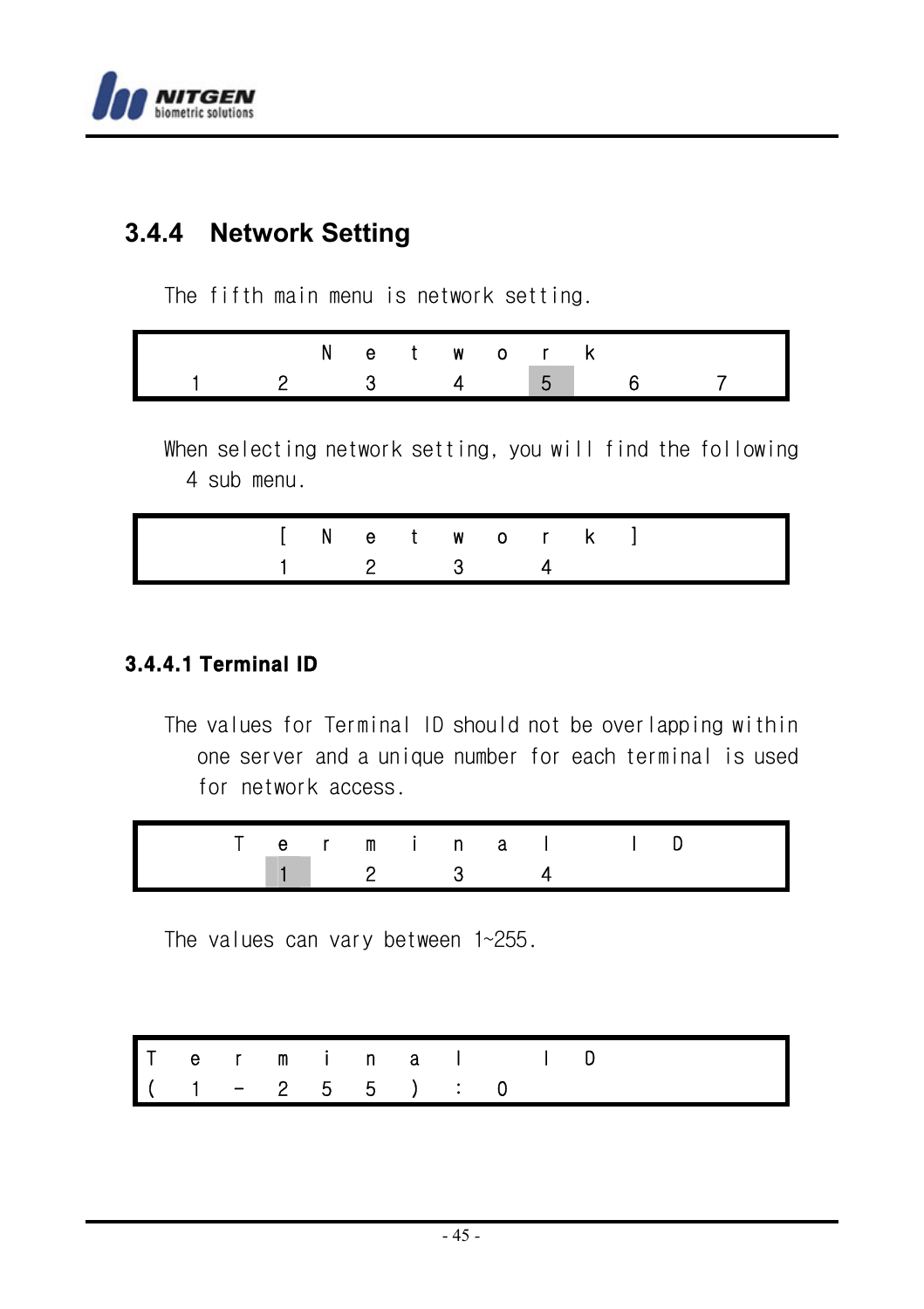## 3.4.4 Network Setting

The fifth main menu is network setting.

```
       Network
  1  2  3  4  5  6  7
```

When selecting network setting, you will find the following 4 sub menu.

```
     [Network]
     1  2  3  4
```

### 3.4.4.1 Terminal ID

The values for Terminal ID should not be overlapping within one server and a unique number for each terminal is used for network access.

```
   Terminal ID
     1  2  3  4
```

The values can vary between 1~255.

```
Terminal ID
(1-255):0
```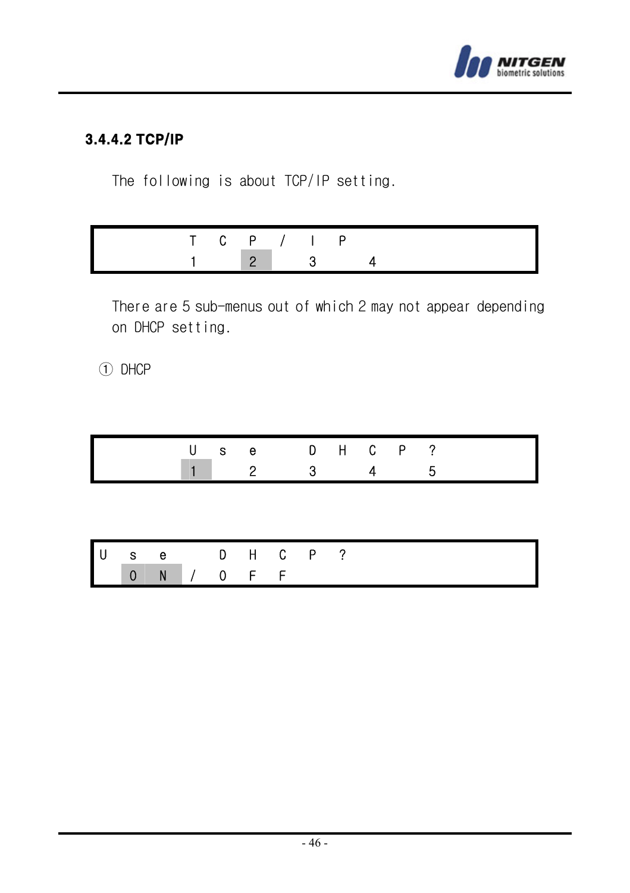### 3.4.4.2 TCP/IP

The following is about TCP/IP setting.

```
      T C P / I P
      1 2 3 4
```

There are 5 sub-menus out of which 2 may not appear depending on DHCP setting.

① DHCP

```
      U s e   D H C P ?
      1 2 3 4 5
```

```
U s e   D H C P ?
  O N / O F F
```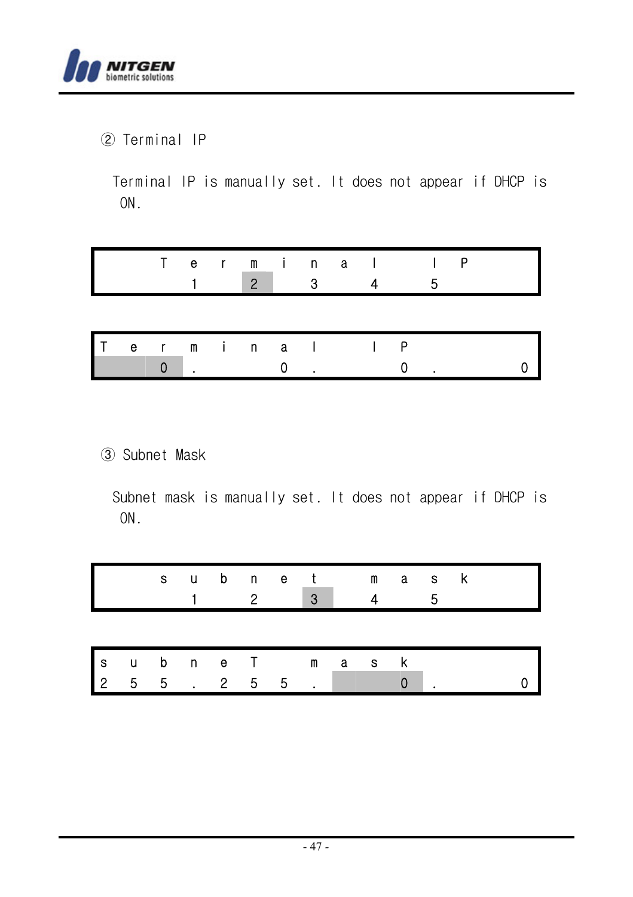② Terminal IP

Terminal IP is manually set. It does not appear if DHCP is ON.

```
    Terminal IP
     1 2 3 4 5
```

```
Terminal IP
  0.  0.  0.  0
```

③ Subnet Mask

Subnet mask is manually set. It does not appear if DHCP is ON.

```
    subnet mask
     1 2 3 4 5
```

```
subneT mask
255.255.  0.  0
```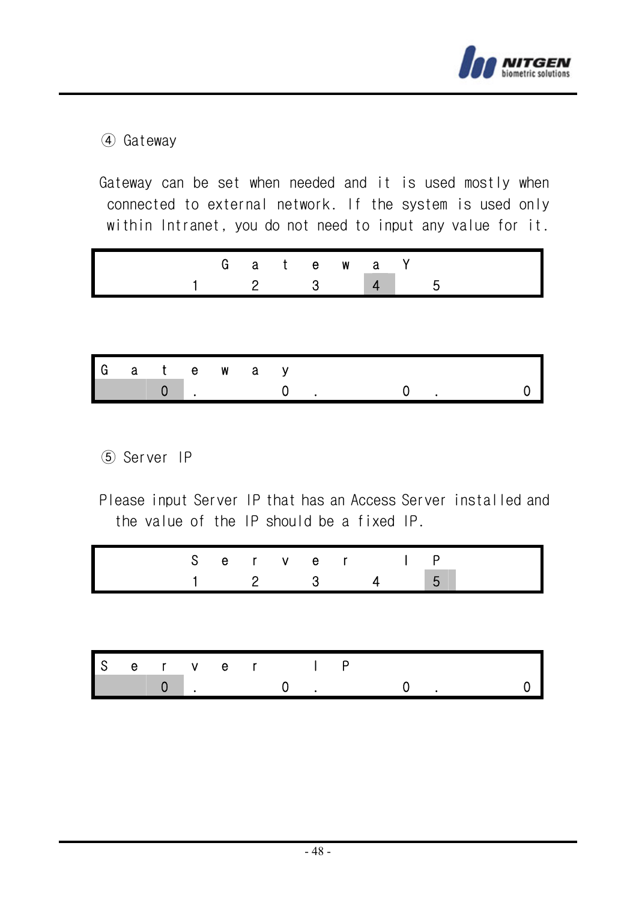④ Gateway

Gateway can be set when needed and it is used mostly when connected to external network. If the system is used only within Intranet, you do not need to input any value for it.

| G a t e w a Y |
|---|
| 1 2 3 4 5 |

| Gateway |
|---|
| 0 . 0 . 0 . 0 |

⑤ Server IP

Please input Server IP that has an Access Server installed and the value of the IP should be a fixed IP.

| S e r v e r I P |
|---|
| 1 2 3 4 5 |

| Server IP |
|---|
| 0 . 0 . 0 . 0 |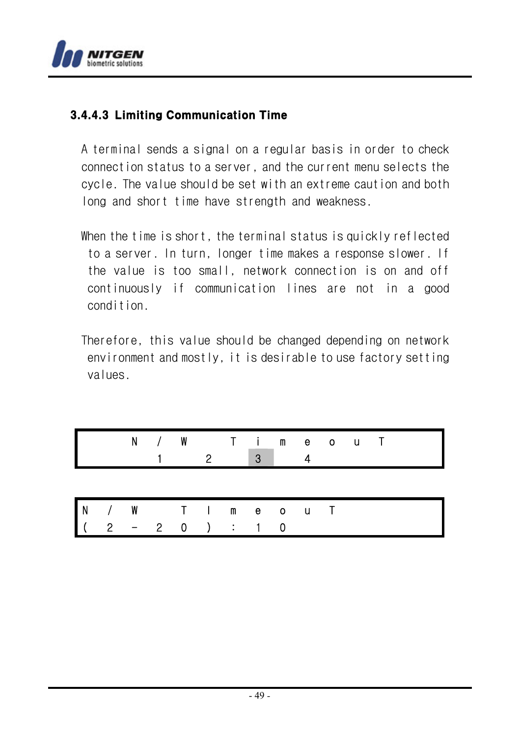### 3.4.4.3 Limiting Communication Time

A terminal sends a signal on a regular basis in order to check connection status to a server, and the current menu selects the cycle. The value should be set with an extreme caution and both long and short time have strength and weakness.

When the time is short, the terminal status is quickly reflected to a server. In turn, longer time makes a response slower. If the value is too small, network connection is on and off continuously if communication lines are not in a good condition.

Therefore, this value should be changed depending on network environment and mostly, it is desirable to use factory setting values.

```
N/W TimeouT
 1  2  3  4
```

```
N/W TImeouT
(2-20):10
```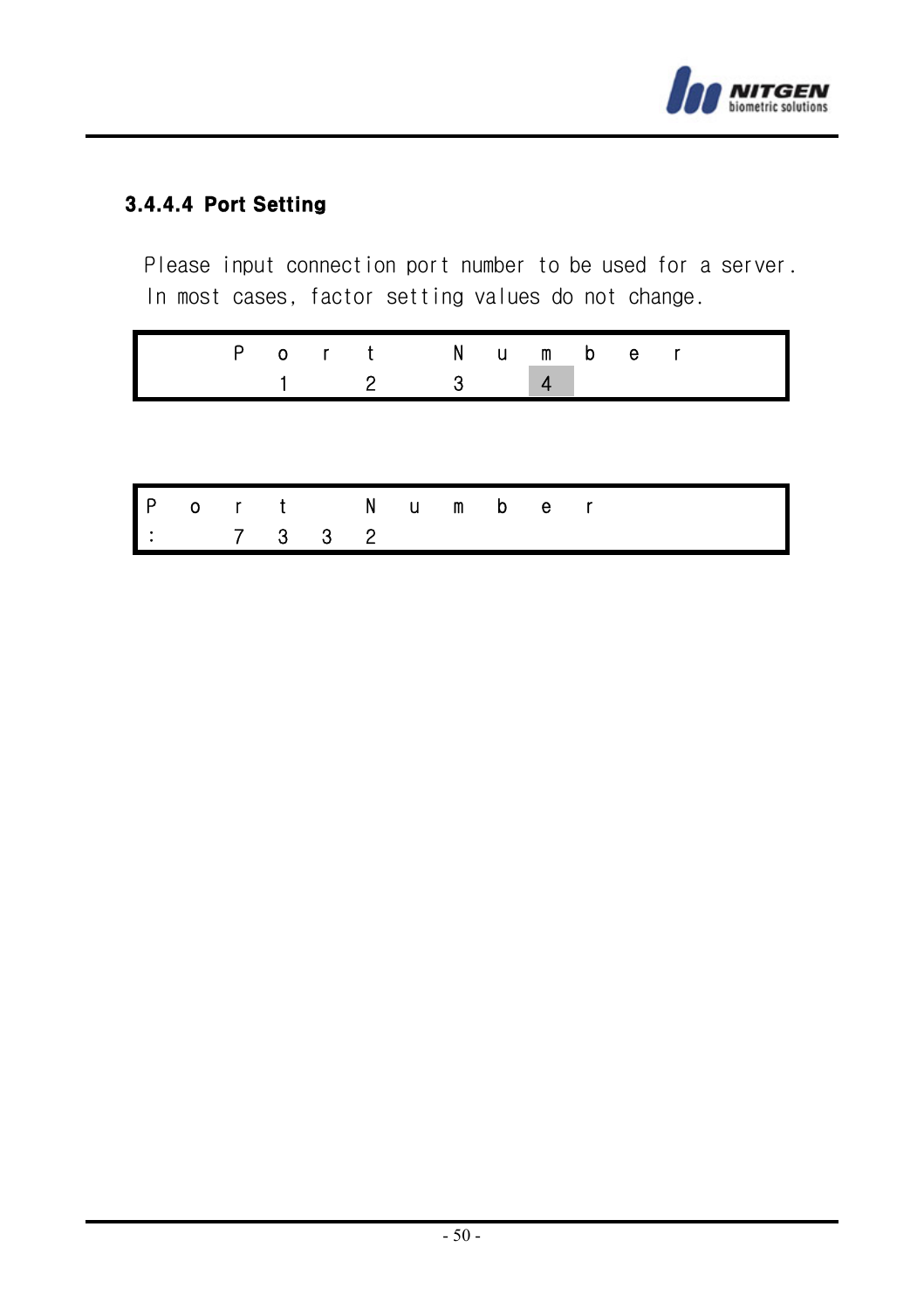#### 3.4.4.4 Port Setting

Please input connection port number to be used for a server.
In most cases, factor setting values do not change.

```
     Port Number
       1  2  3  4
```

```
Port Number
:   7332
```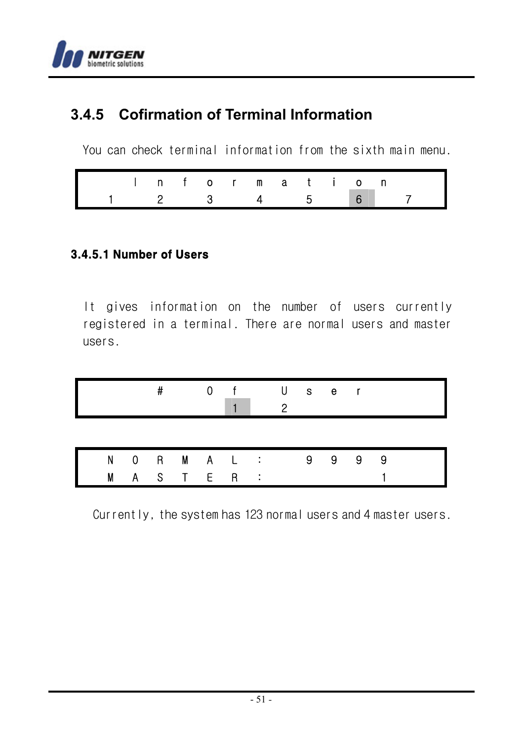### 3.4.5 Cofirmation of Terminal Information

You can check terminal information from the sixth main menu.

| | I | n | f | o | r | m | a | t | i | o | n | | |
|---|---|---|---|---|---|---|---|---|---|---|---|---|---|
| 1 | | 2 | | 3 | | 4 | | 5 | | 6 | | 7 | |

#### 3.4.5.1 Number of Users

It gives information on the number of users currently registered in a terminal. There are normal users and master users.

| | | # | | O | f | | U | s | e | r | | |
|---|---|---|---|---|---|---|---|---|---|---|---|---|
| | | | | | 1 | | 2 | | | | | |

| N | O | R | M | A | L | : | | 9 | 9 | 9 | 9 |
|---|---|---|---|---|---|---|---|---|---|---|---|
| M | A | S | T | E | R | : | | | | | 1 |

Currently, the system has 123 normal users and 4 master users.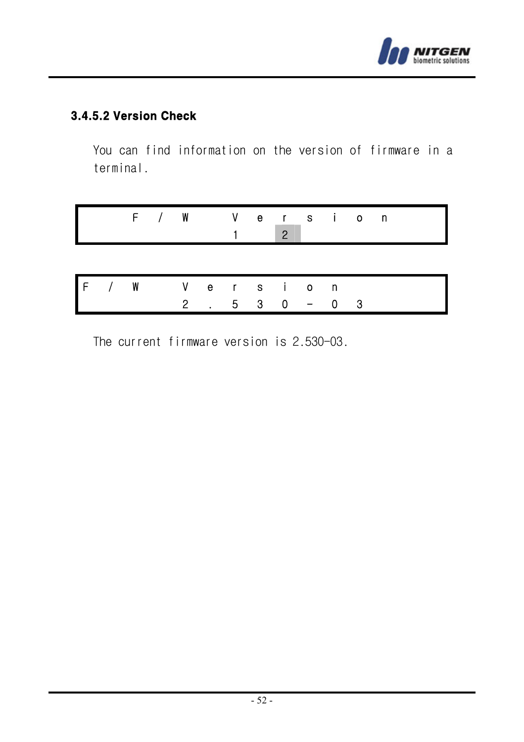### 3.4.5.2 Version Check

You can find information on the version of firmware in a terminal.

```
     F / W   V e r s i o n
             1   2
```

```
F / W   V e r s i o n
        2 . 5 3 0 - 0 3
```

The current firmware version is 2.530-03.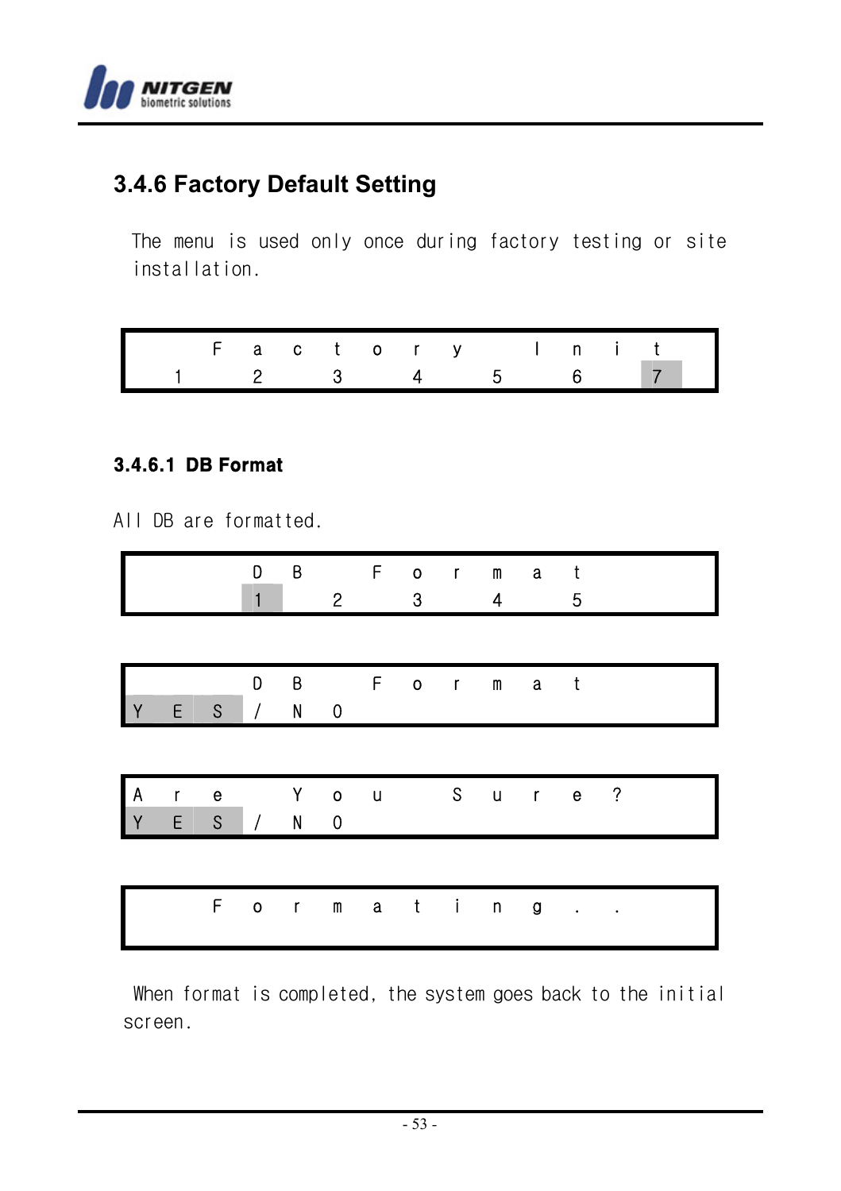### 3.4.6 Factory Default Setting

The menu is used only once during factory testing or site installation.

```
  Factory Init
1 2 3 4 5 6 7
```

#### 3.4.6.1 DB Format

All DB are formatted.

```
   DB Format
   1 2 3 4 5
```

```
   DB Format
YES/NO
```

```
Are You Sure?
YES/NO
```

```
  Formating..

```

When format is completed, the system goes back to the initial screen.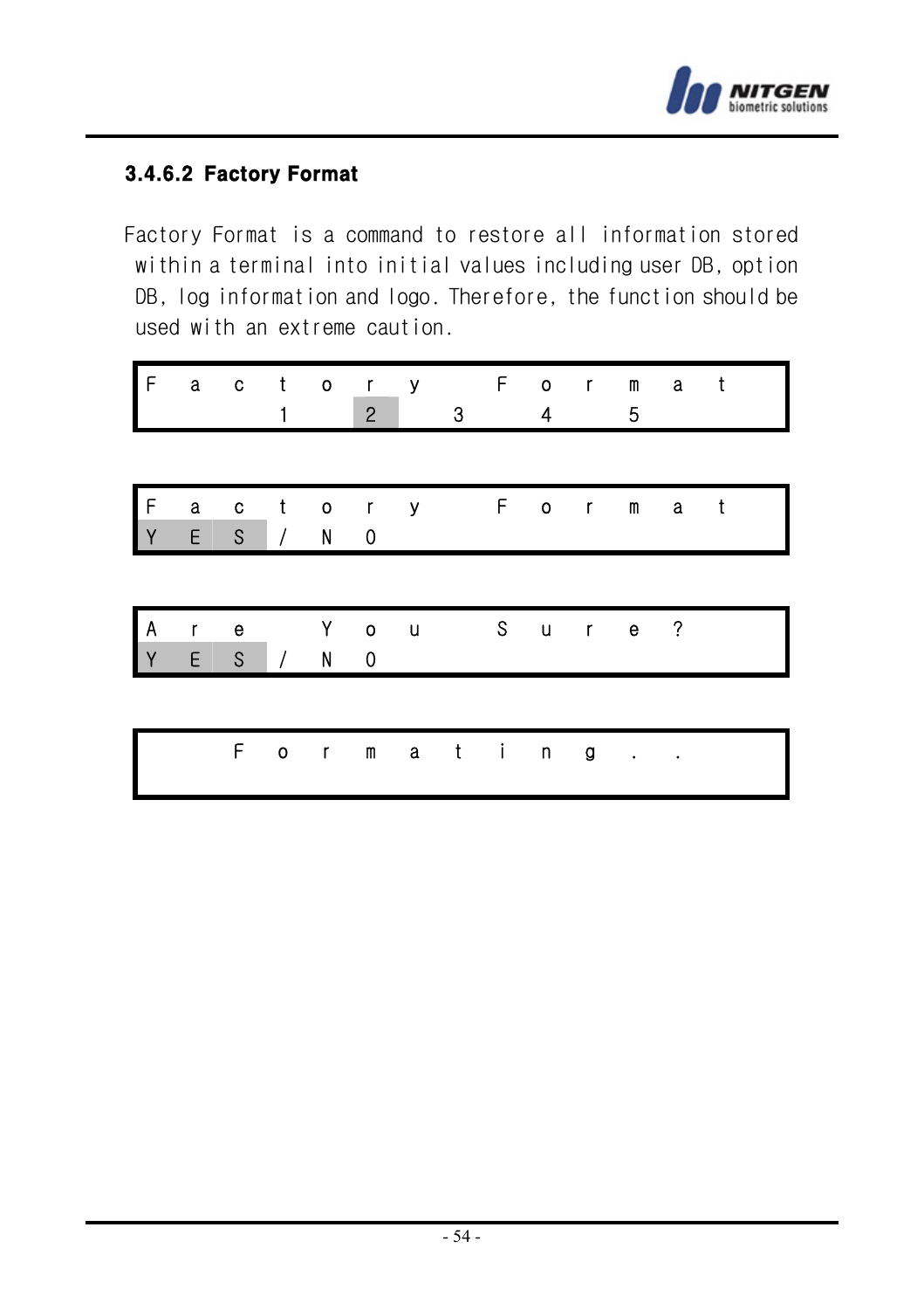### 3.4.6.2 Factory Format

Factory Format is a command to restore all information stored within a terminal into initial values including user DB, option DB, log information and logo. Therefore, the function should be used with an extreme caution.

```
Factory Format
      1  2  3  4  5
```

```
Factory Format
YES/NO
```

```
Are You Sure?
YES/NO
```

```
    Formating..
```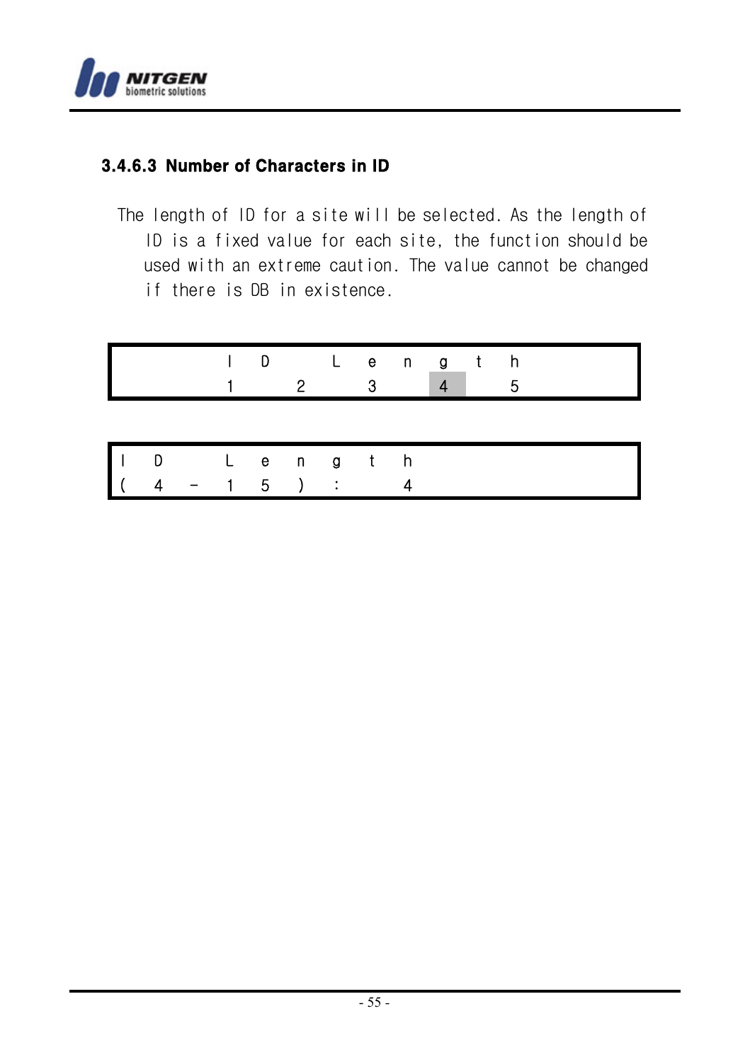### 3.4.6.3 Number of Characters in ID

The length of ID for a site will be selected. As the length of ID is a fixed value for each site, the function should be used with an extreme caution. The value cannot be changed if there is DB in existence.

```
      ID  Length
      1  2  3  4  5
```

```
ID Length
(4-15):  4
```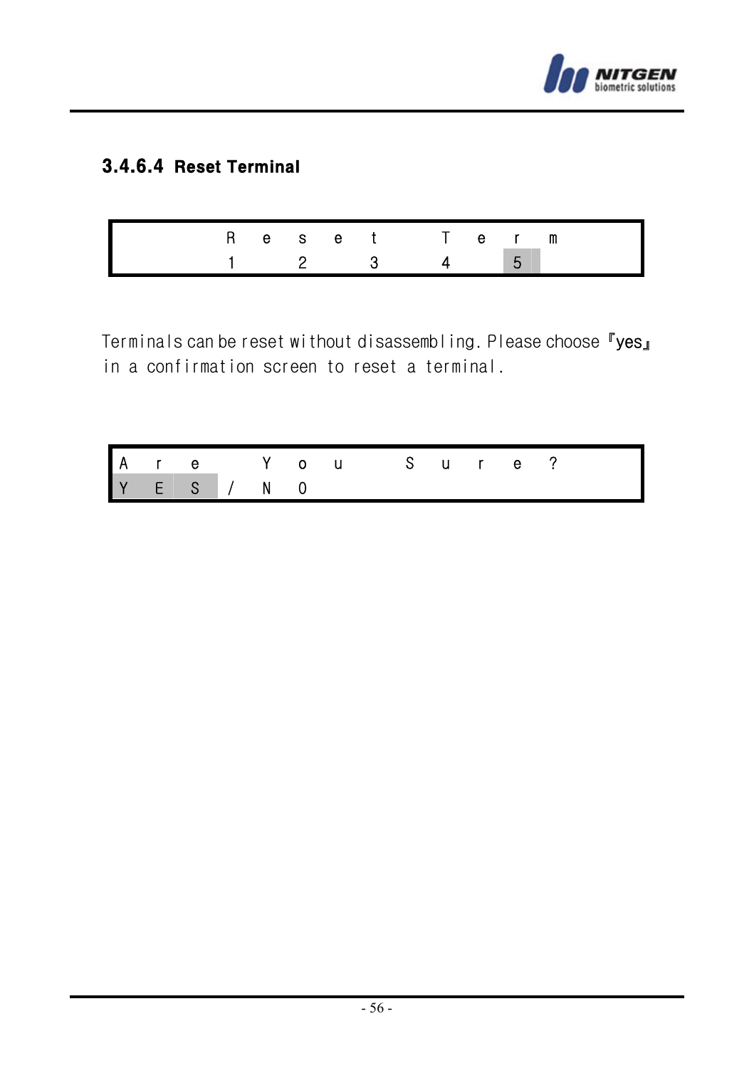### 3.4.6.4 Reset Terminal

```
      Reset Term
      1 2 3 4 5
```

Terminals can be reset without disassembling. Please choose 『yes』 in a confirmation screen to reset a terminal.

```
Are You Sure?
YES/NO
```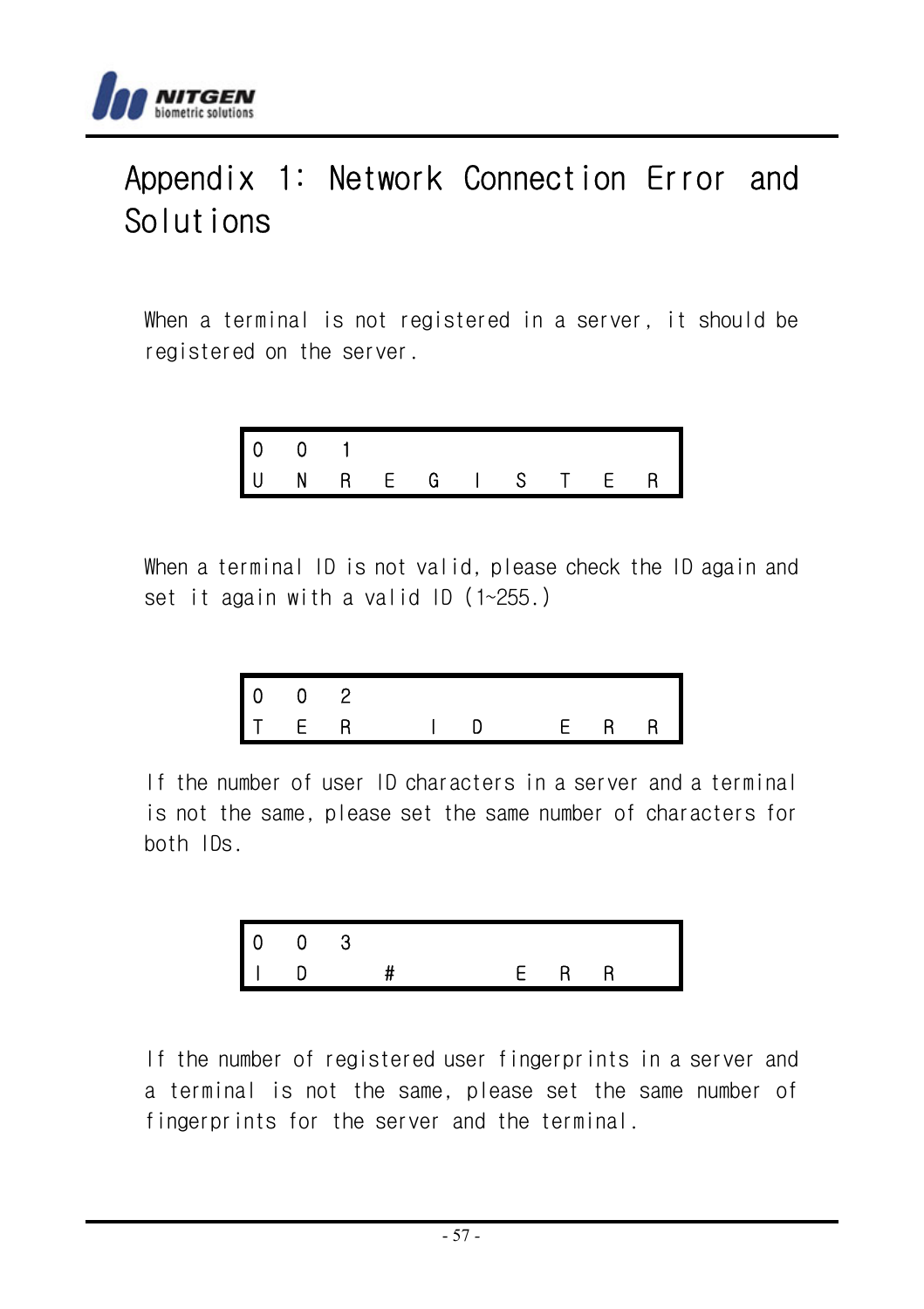# Appendix 1: Network Connection Error and Solutions

When a terminal is not registered in a server, it should be registered on the server.

```
0 0 1
U N R E G I S T E R
```

When a terminal ID is not valid, please check the ID again and set it again with a valid ID (1~255.)

```
0 0 2
T E R   I D   E R R
```

If the number of user ID characters in a server and a terminal is not the same, please set the same number of characters for both IDs.

```
0 0 3
I D   #     E R R
```

If the number of registered user fingerprints in a server and a terminal is not the same, please set the same number of fingerprints for the server and the terminal.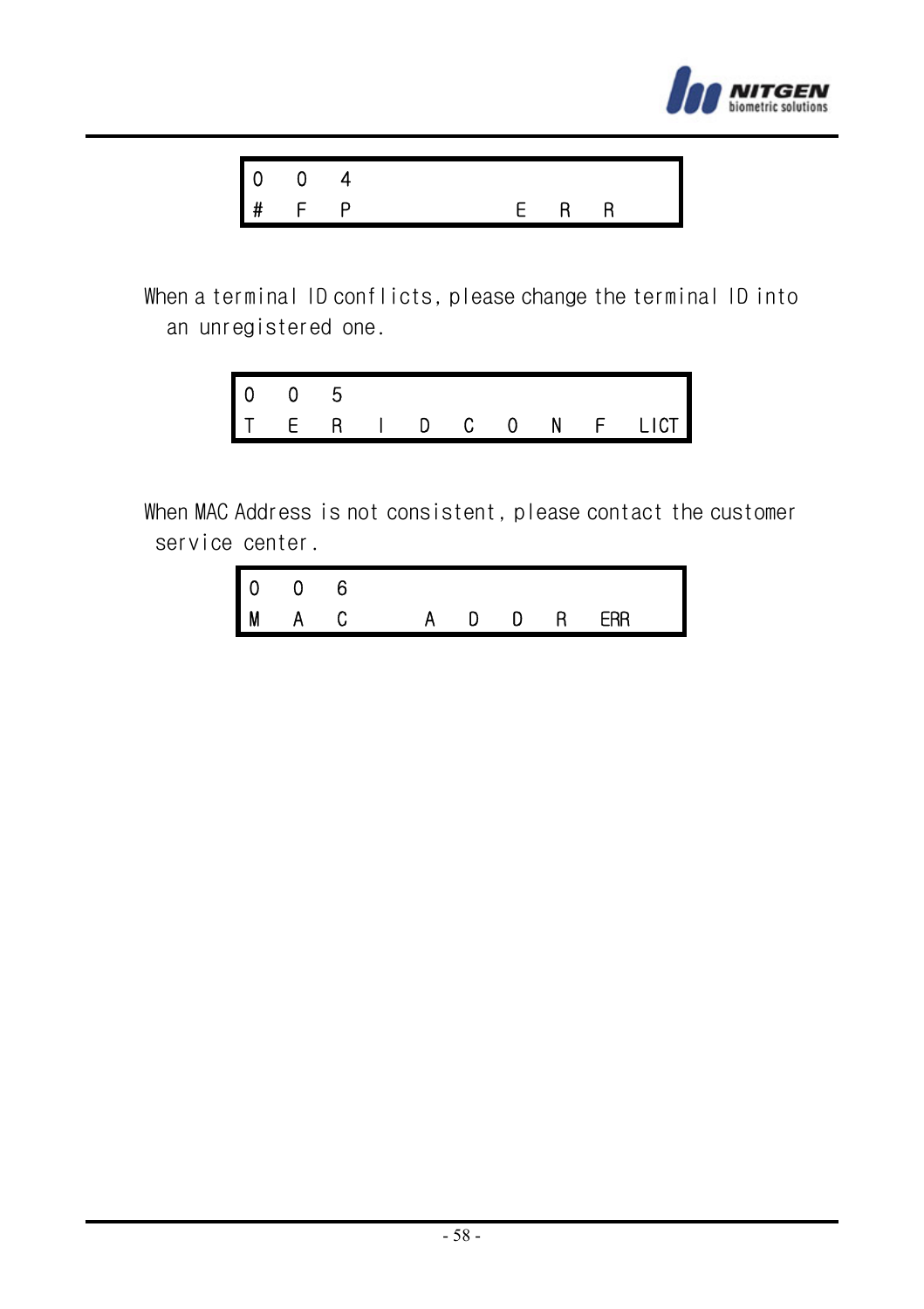```
004
#FP          ERR
```

When a terminal ID conflicts, please change the terminal ID into an unregistered one.

```
005
TERIDCONFLICT
```

When MAC Address is not consistent, please contact the customer service center.

```
006
MAC  ADDRERR
```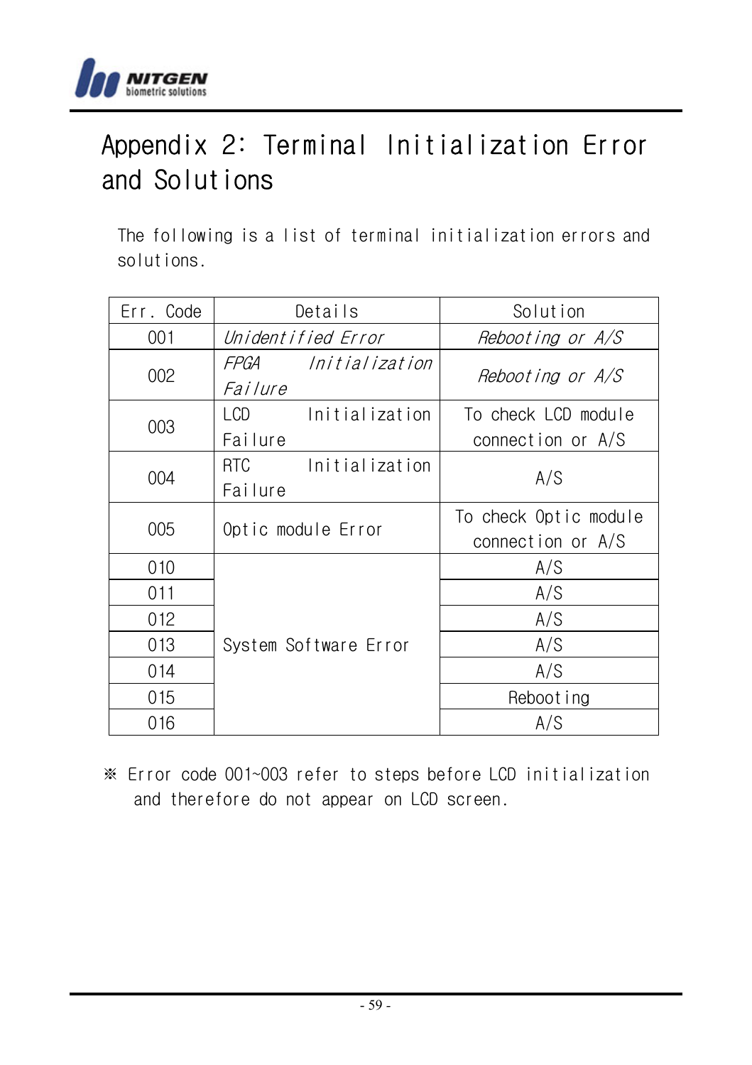# Appendix 2: Terminal Initialization Error and Solutions

The following is a list of terminal initialization errors and solutions.

| Err. Code | Details | Solution |
|---|---|---|
| 001 | *Unidentified Error* | *Rebooting or A/S* |
| 002 | *FPGA Initialization Failure* | *Rebooting or A/S* |
| 003 | LCD Initialization Failure | To check LCD module connection or A/S |
| 004 | RTC Initialization Failure | A/S |
| 005 | Optic module Error | To check Optic module connection or A/S |
| 010 | System Software Error | A/S |
| 011 | | A/S |
| 012 | | A/S |
| 013 | | A/S |
| 014 | | A/S |
| 015 | | Rebooting |
| 016 | | A/S |

※ Error code 001~003 refer to steps before LCD initialization and therefore do not appear on LCD screen.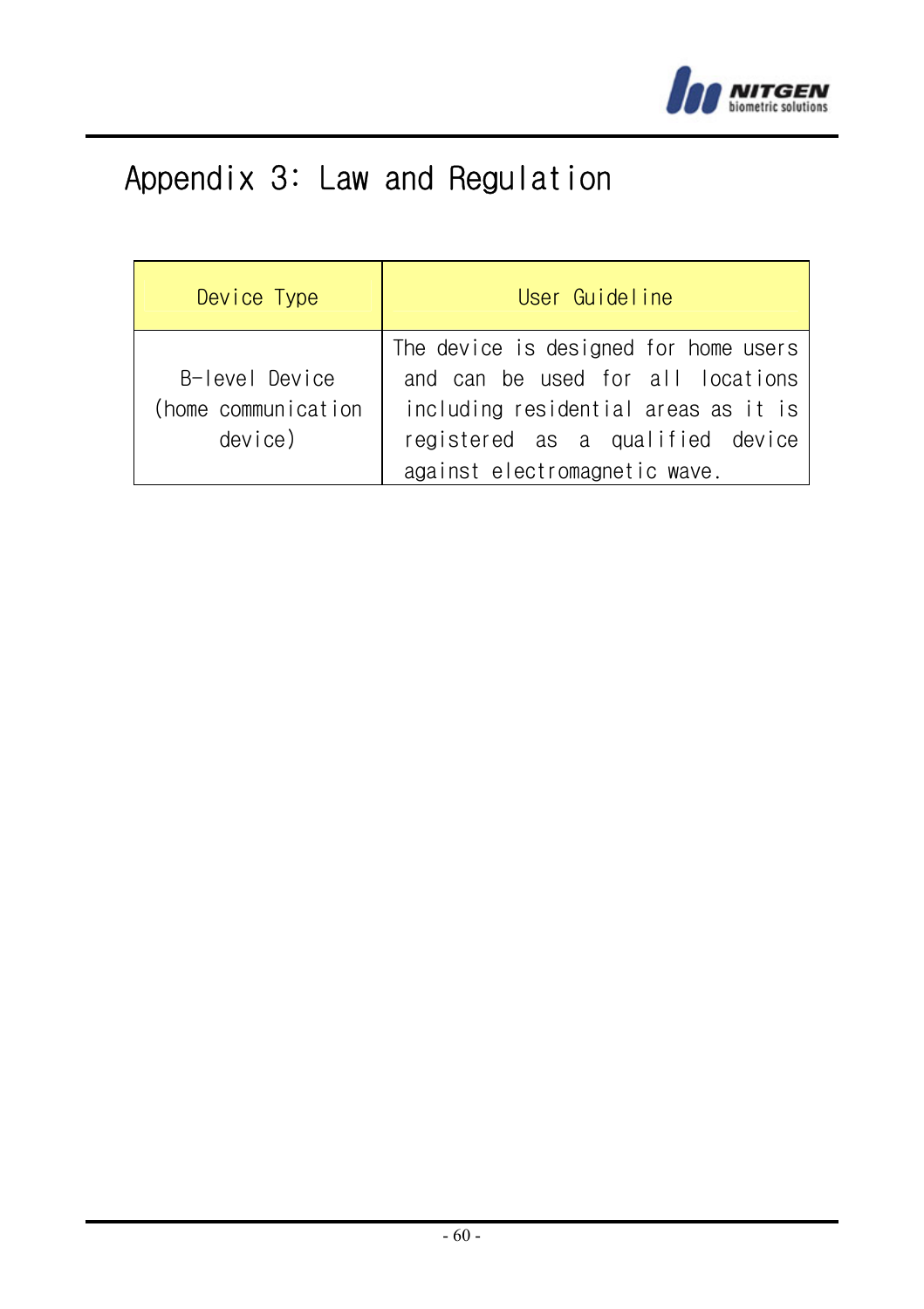# Appendix 3: Law and Regulation

| Device Type | User Guideline |
|---|---|
| B-level Device (home communication device) | The device is designed for home users and can be used for all locations including residential areas as it is registered as a qualified device against electromagnetic wave. |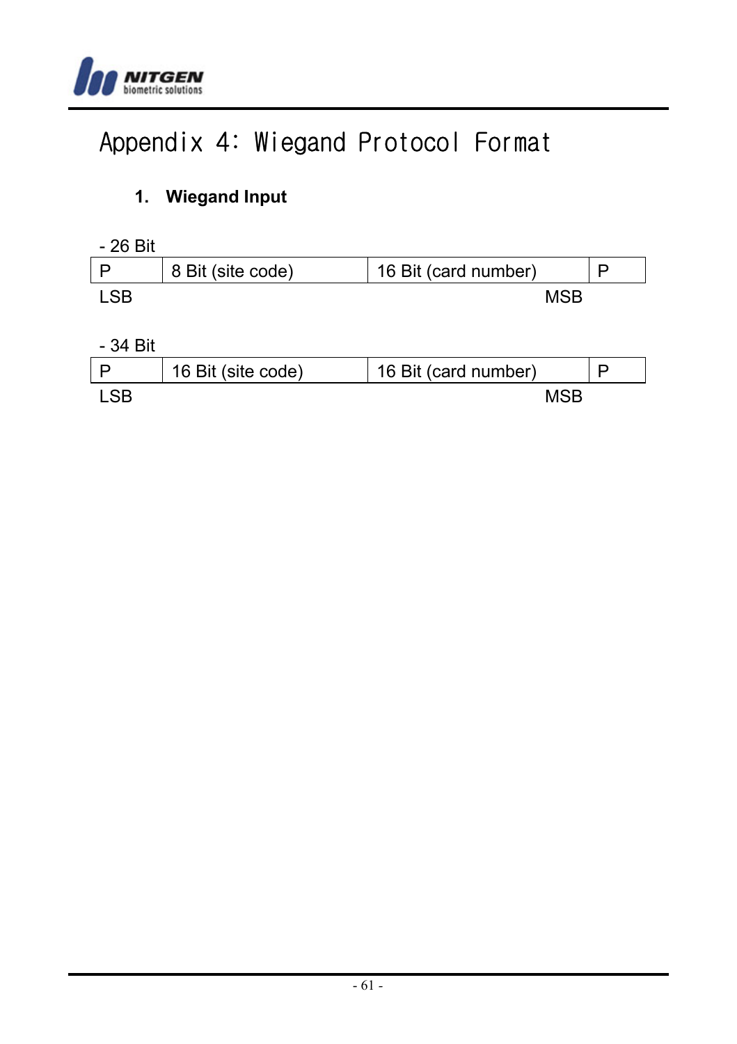# Appendix 4: Wiegand Protocol Format

## 1. Wiegand Input

- 26 Bit

| P | 8 Bit (site code) | 16 Bit (card number) | P |
|---|---|---|---|

LSB MSB

- 34 Bit

| P | 16 Bit (site code) | 16 Bit (card number) | P |
|---|---|---|---|

LSB MSB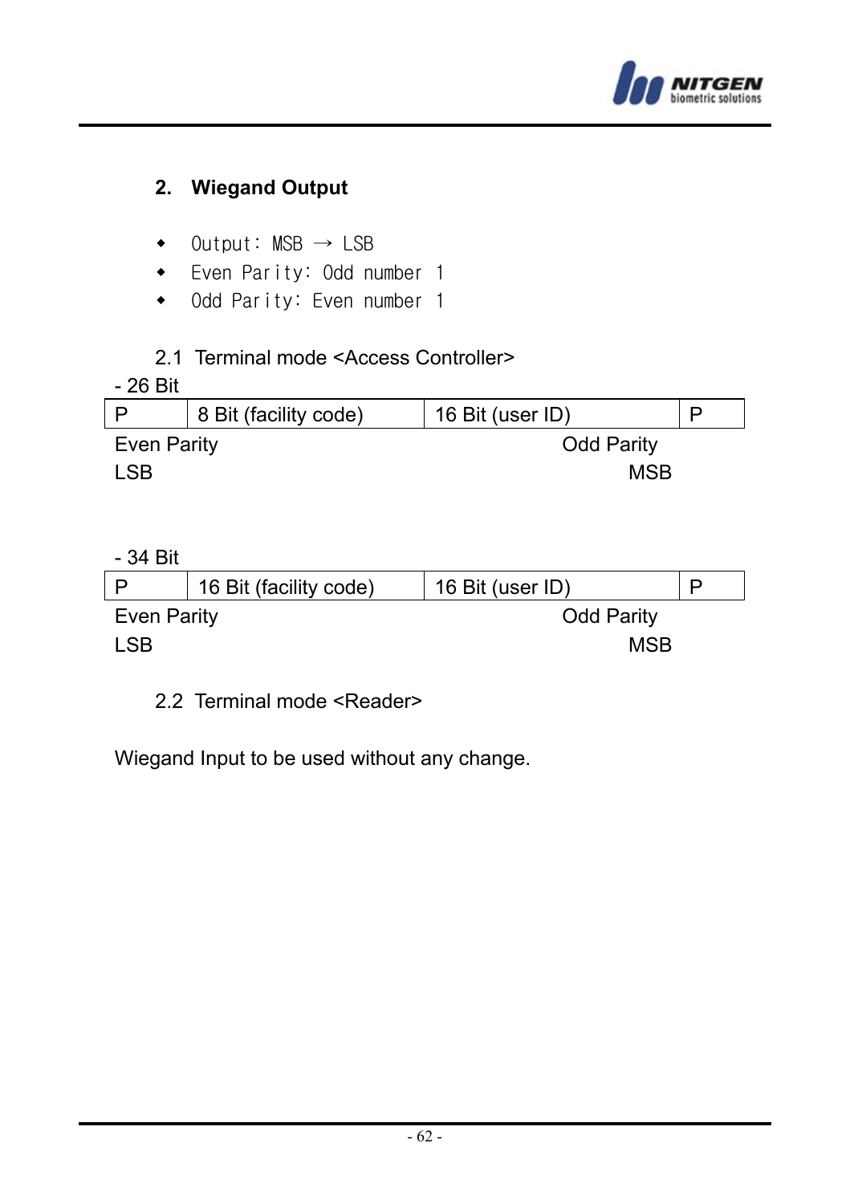## 2. Wiegand Output

- Output: MSB → LSB
- Even Parity: Odd number 1
- Odd Parity: Even number 1

### 2.1 Terminal mode <Access Controller>

- 26 Bit

| P | 8 Bit (facility code) | 16 Bit (user ID) | P |
|---|---|---|---|
| Even Parity | | Odd Parity | |
| LSB | | MSB | |

- 34 Bit

| P | 16 Bit (facility code) | 16 Bit (user ID) | P |
|---|---|---|---|
| Even Parity | | Odd Parity | |
| LSB | | MSB | |

### 2.2 Terminal mode <Reader>

Wiegand Input to be used without any change.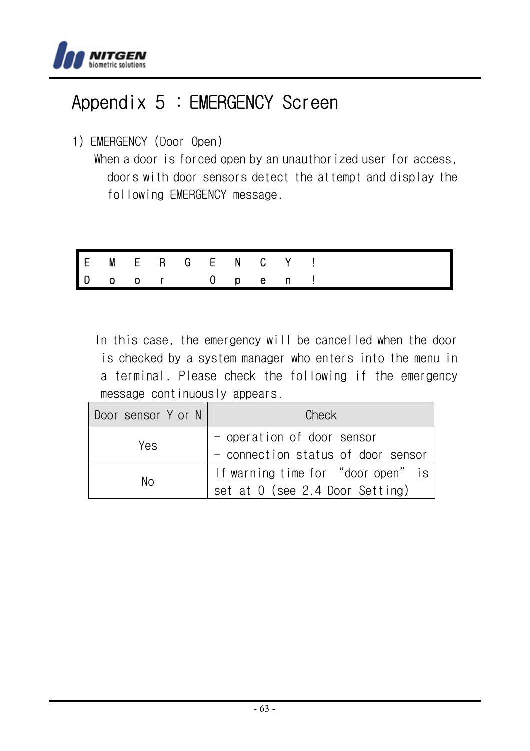# Appendix 5 : EMERGENCY Screen

1) EMERGENCY (Door Open)

When a door is forced open by an unauthorized user for access, doors with door sensors detect the attempt and display the following EMERGENCY message.

```
E M E R G E N C Y !
D o o r   O p e n !
```

In this case, the emergency will be cancelled when the door is checked by a system manager who enters into the menu in a terminal. Please check the following if the emergency message continuously appears.

| Door sensor Y or N | Check |
|---|---|
| Yes | - operation of door sensor<br>- connection status of door sensor |
| No | If warning time for “door open” is set at 0 (see 2.4 Door Setting) |